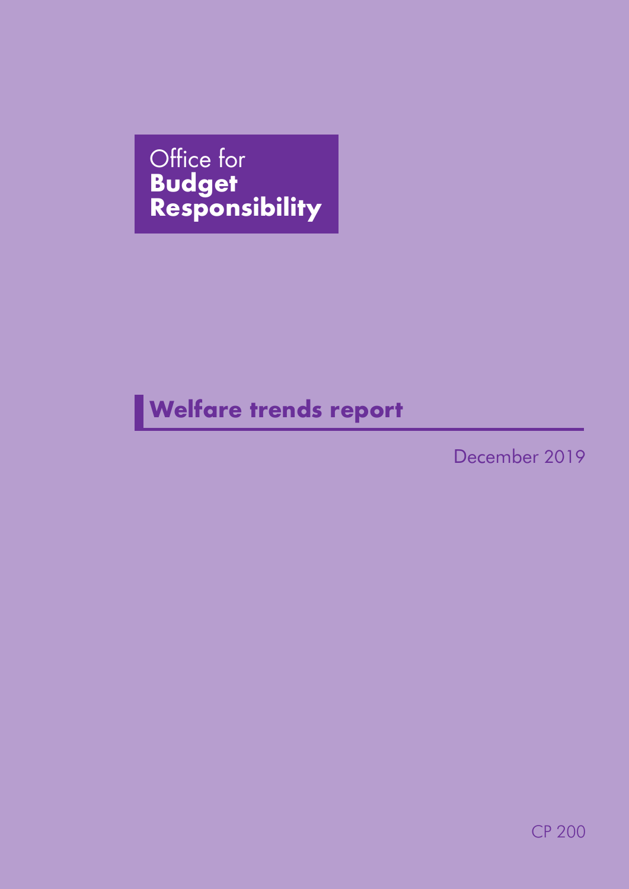Office for
**Budget**
**Responsibility**

# Welfare trends report

December 2019

CP 200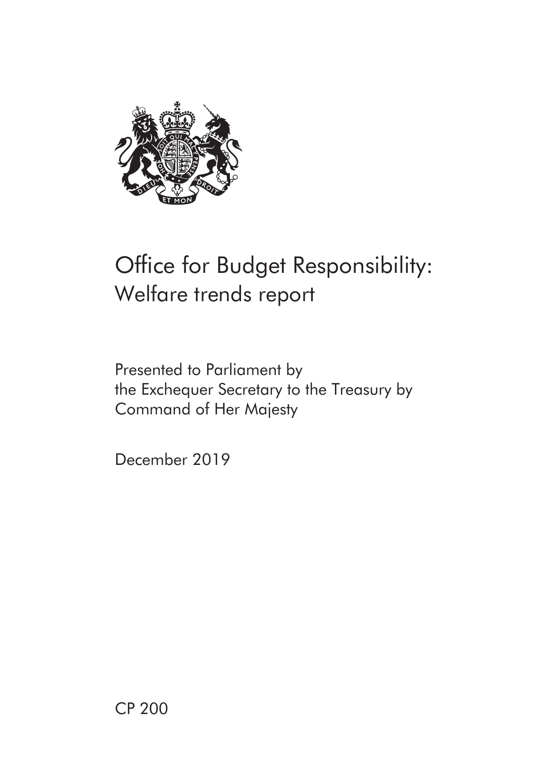# Office for Budget Responsibility: Welfare trends report

Presented to Parliament by the Exchequer Secretary to the Treasury by Command of Her Majesty

December 2019

CP 200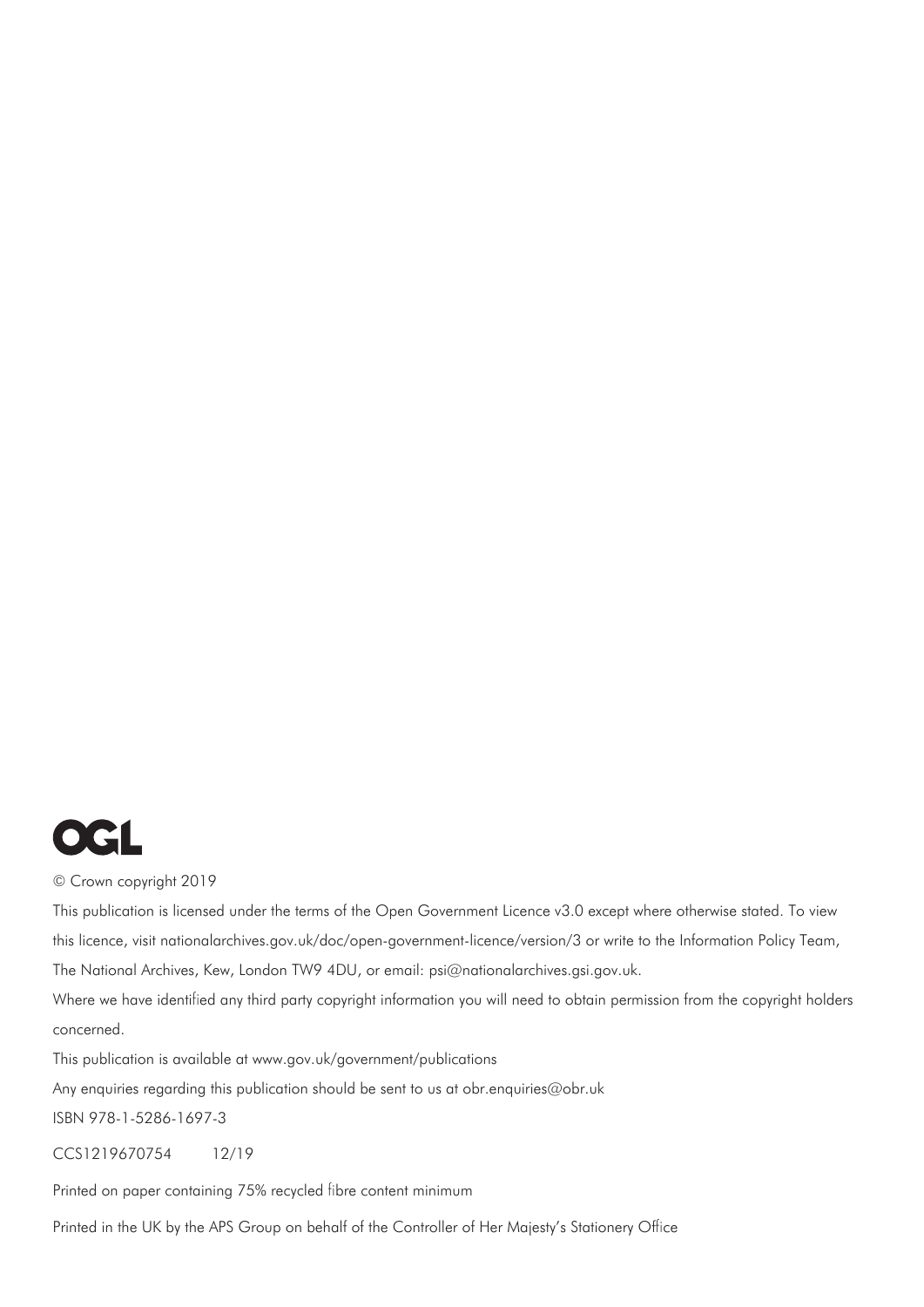OGL

© Crown copyright 2019

This publication is licensed under the terms of the Open Government Licence v3.0 except where otherwise stated. To view this licence, visit nationalarchives.gov.uk/doc/open-government-licence/version/3 or write to the Information Policy Team, The National Archives, Kew, London TW9 4DU, or email: psi@nationalarchives.gsi.gov.uk.

Where we have identified any third party copyright information you will need to obtain permission from the copyright holders concerned.

This publication is available at www.gov.uk/government/publications

Any enquiries regarding this publication should be sent to us at obr.enquiries@obr.uk

ISBN 978-1-5286-1697-3

CCS1219670754 12/19

Printed on paper containing 75% recycled fibre content minimum

Printed in the UK by the APS Group on behalf of the Controller of Her Majesty's Stationery Office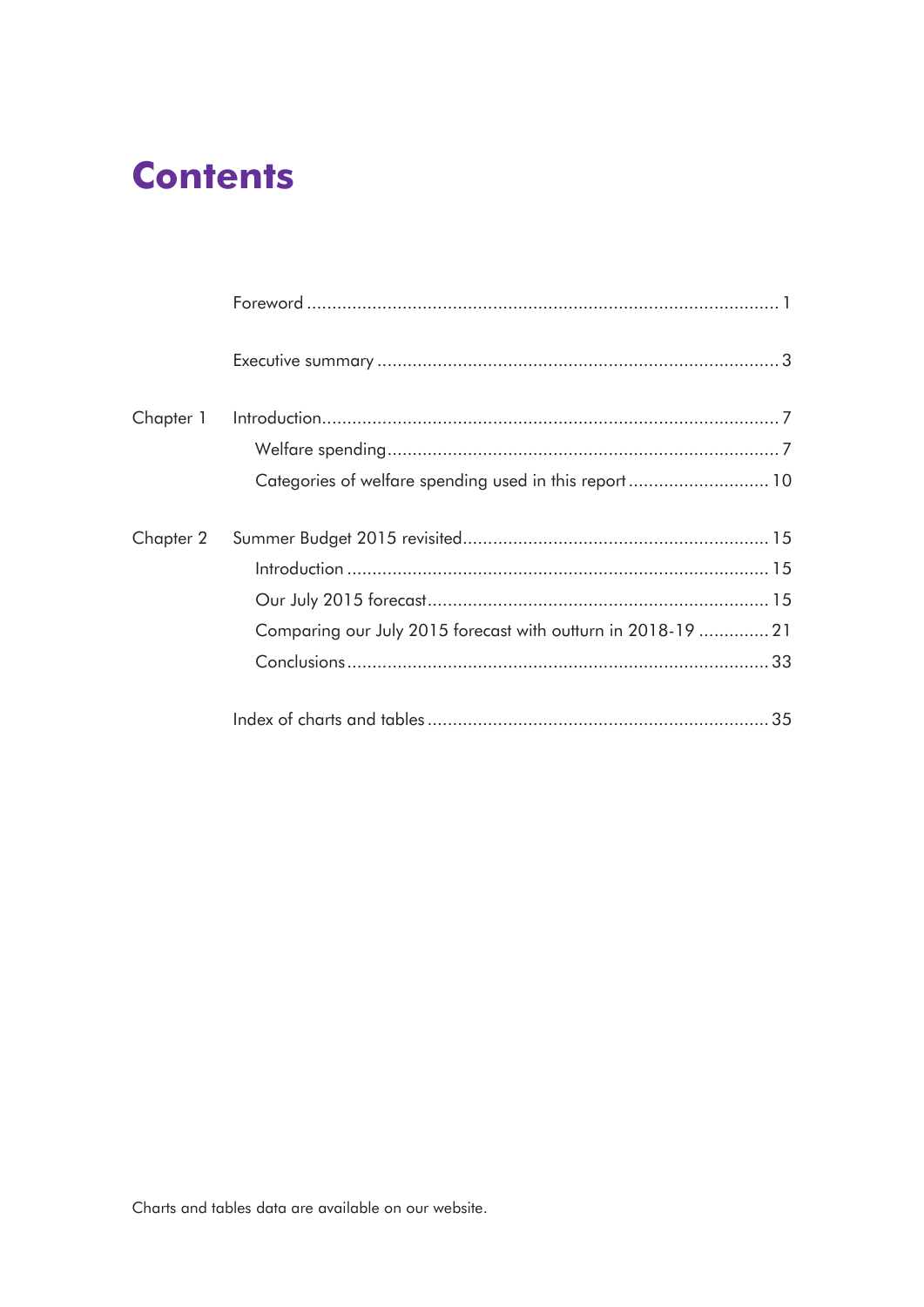# Contents

| | | |
|---|---|---|
| | Foreword | 1 |
| | Executive summary | 3 |
| Chapter 1 | Introduction | 7 |
| | Welfare spending | 7 |
| | Categories of welfare spending used in this report | 10 |
| Chapter 2 | Summer Budget 2015 revisited | 15 |
| | Introduction | 15 |
| | Our July 2015 forecast | 15 |
| | Comparing our July 2015 forecast with outturn in 2018-19 | 21 |
| | Conclusions | 33 |
| | Index of charts and tables | 35 |

Charts and tables data are available on our website.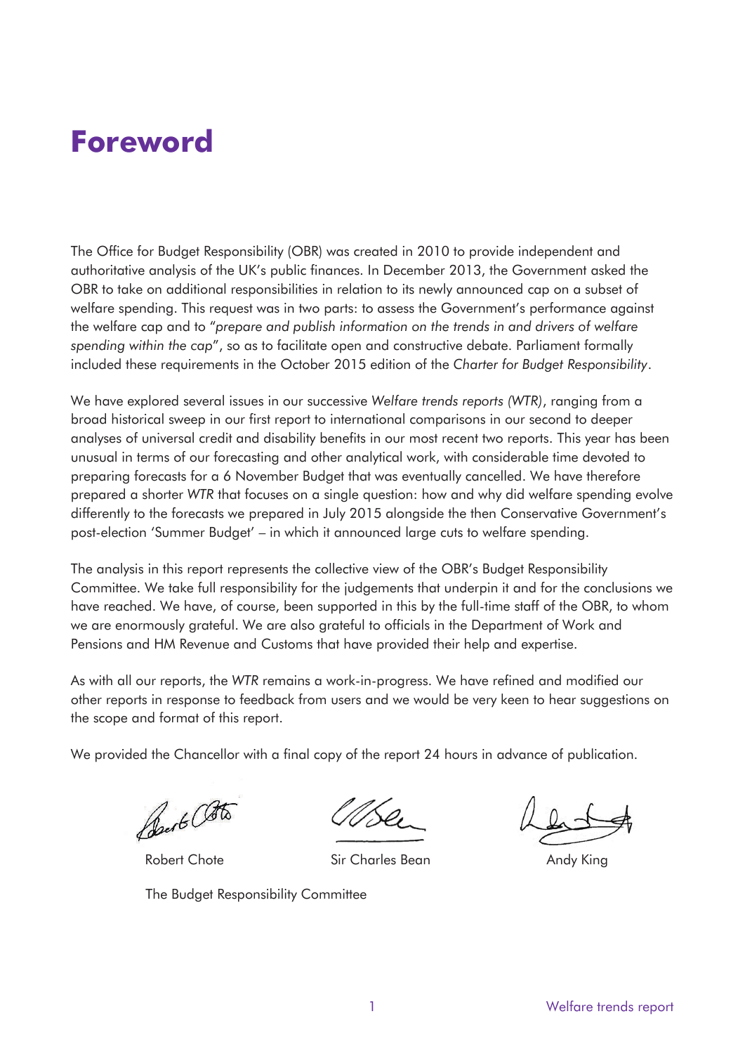# Foreword

The Office for Budget Responsibility (OBR) was created in 2010 to provide independent and authoritative analysis of the UK's public finances. In December 2013, the Government asked the OBR to take on additional responsibilities in relation to its newly announced cap on a subset of welfare spending. This request was in two parts: to assess the Government's performance against the welfare cap and to "*prepare and publish information on the trends in and drivers of welfare spending within the cap*", so as to facilitate open and constructive debate. Parliament formally included these requirements in the October 2015 edition of the *Charter for Budget Responsibility*.

We have explored several issues in our successive *Welfare trends reports (WTR)*, ranging from a broad historical sweep in our first report to international comparisons in our second to deeper analyses of universal credit and disability benefits in our most recent two reports. This year has been unusual in terms of our forecasting and other analytical work, with considerable time devoted to preparing forecasts for a 6 November Budget that was eventually cancelled. We have therefore prepared a shorter *WTR* that focuses on a single question: how and why did welfare spending evolve differently to the forecasts we prepared in July 2015 alongside the then Conservative Government's post-election 'Summer Budget' – in which it announced large cuts to welfare spending.

The analysis in this report represents the collective view of the OBR's Budget Responsibility Committee. We take full responsibility for the judgements that underpin it and for the conclusions we have reached. We have, of course, been supported in this by the full-time staff of the OBR, to whom we are enormously grateful. We are also grateful to officials in the Department of Work and Pensions and HM Revenue and Customs that have provided their help and expertise.

As with all our reports, the *WTR* remains a work-in-progress. We have refined and modified our other reports in response to feedback from users and we would be very keen to hear suggestions on the scope and format of this report.

We provided the Chancellor with a final copy of the report 24 hours in advance of publication.

Robert Chote | Sir Charles Bean | Andy King

The Budget Responsibility Committee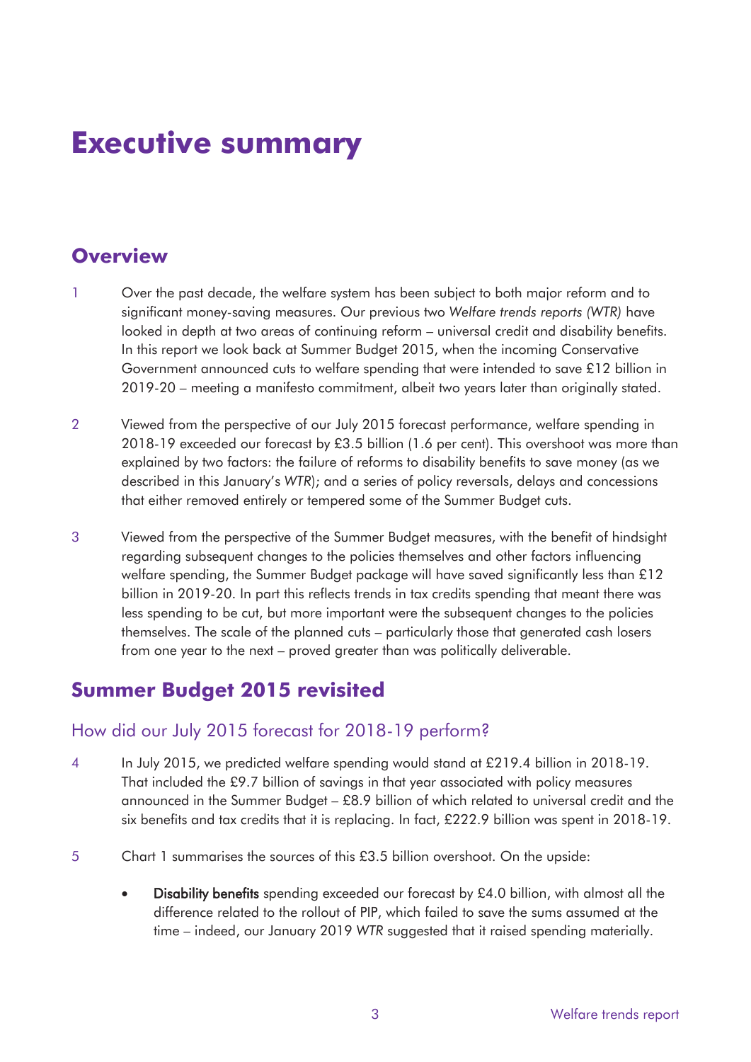# Executive summary

## Overview

1 Over the past decade, the welfare system has been subject to both major reform and to significant money-saving measures. Our previous two *Welfare trends reports (WTR)* have looked in depth at two areas of continuing reform – universal credit and disability benefits. In this report we look back at Summer Budget 2015, when the incoming Conservative Government announced cuts to welfare spending that were intended to save £12 billion in 2019-20 – meeting a manifesto commitment, albeit two years later than originally stated.

2 Viewed from the perspective of our July 2015 forecast performance, welfare spending in 2018-19 exceeded our forecast by £3.5 billion (1.6 per cent). This overshoot was more than explained by two factors: the failure of reforms to disability benefits to save money (as we described in this January's *WTR*); and a series of policy reversals, delays and concessions that either removed entirely or tempered some of the Summer Budget cuts.

3 Viewed from the perspective of the Summer Budget measures, with the benefit of hindsight regarding subsequent changes to the policies themselves and other factors influencing welfare spending, the Summer Budget package will have saved significantly less than £12 billion in 2019-20. In part this reflects trends in tax credits spending that meant there was less spending to be cut, but more important were the subsequent changes to the policies themselves. The scale of the planned cuts – particularly those that generated cash losers from one year to the next – proved greater than was politically deliverable.

## Summer Budget 2015 revisited

### How did our July 2015 forecast for 2018-19 perform?

4 In July 2015, we predicted welfare spending would stand at £219.4 billion in 2018-19. That included the £9.7 billion of savings in that year associated with policy measures announced in the Summer Budget – £8.9 billion of which related to universal credit and the six benefits and tax credits that it is replacing. In fact, £222.9 billion was spent in 2018-19.

5 Chart 1 summarises the sources of this £3.5 billion overshoot. On the upside:

- **Disability benefits** spending exceeded our forecast by £4.0 billion, with almost all the difference related to the rollout of PIP, which failed to save the sums assumed at the time – indeed, our January 2019 *WTR* suggested that it raised spending materially.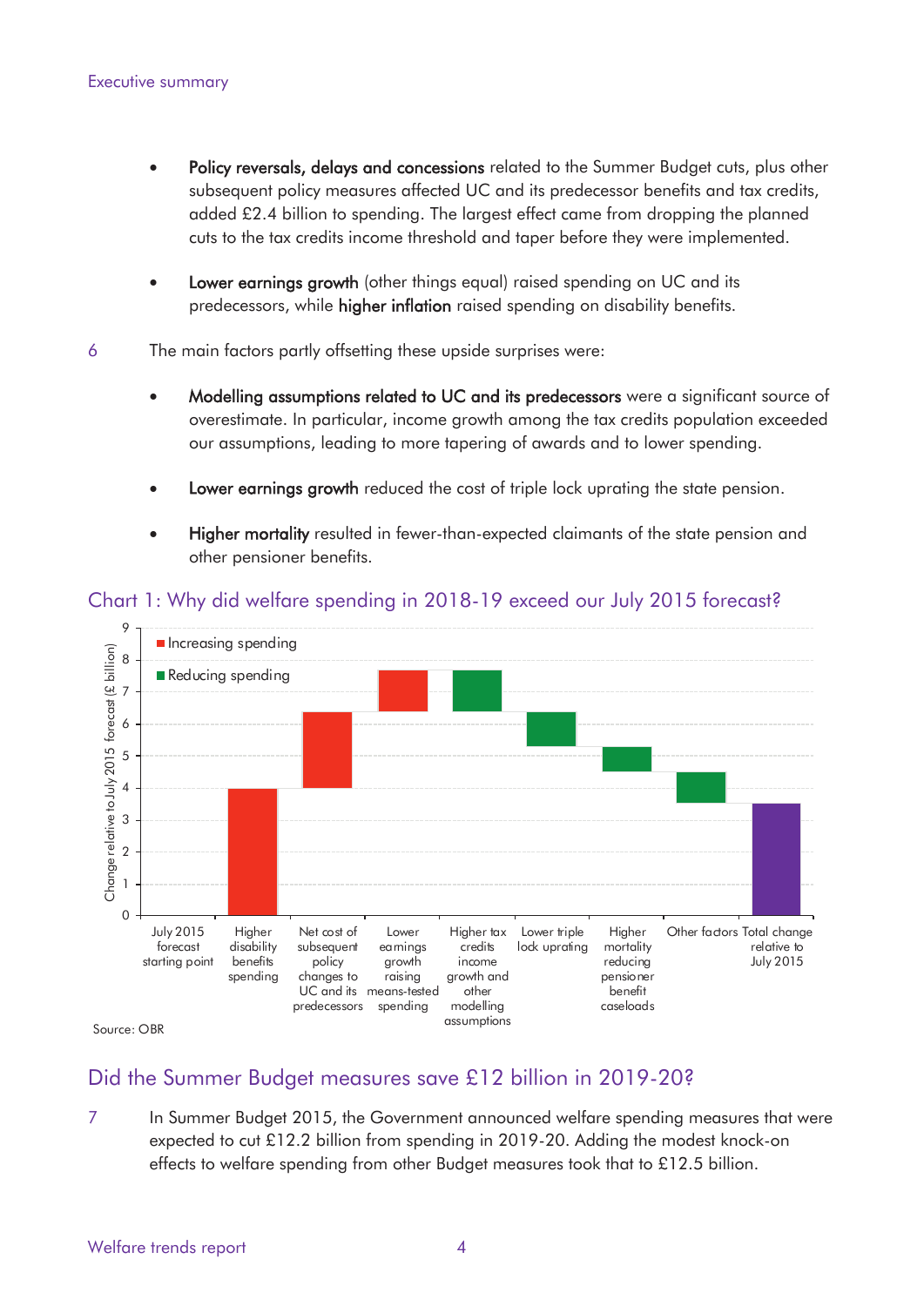- **Policy reversals, delays and concessions** related to the Summer Budget cuts, plus other subsequent policy measures affected UC and its predecessor benefits and tax credits, added £2.4 billion to spending. The largest effect came from dropping the planned cuts to the tax credits income threshold and taper before they were implemented.

- **Lower earnings growth** (other things equal) raised spending on UC and its predecessors, while **higher inflation** raised spending on disability benefits.

6 The main factors partly offsetting these upside surprises were:

- **Modelling assumptions related to UC and its predecessors** were a significant source of overestimate. In particular, income growth among the tax credits population exceeded our assumptions, leading to more tapering of awards and to lower spending.

- **Lower earnings growth** reduced the cost of triple lock uprating the state pension.

- **Higher mortality** resulted in fewer-than-expected claimants of the state pension and other pensioner benefits.

## Chart 1: Why did welfare spending in 2018-19 exceed our July 2015 forecast?

Source: OBR

## Did the Summer Budget measures save £12 billion in 2019-20?

7 In Summer Budget 2015, the Government announced welfare spending measures that were expected to cut £12.2 billion from spending in 2019-20. Adding the modest knock-on effects to welfare spending from other Budget measures took that to £12.5 billion.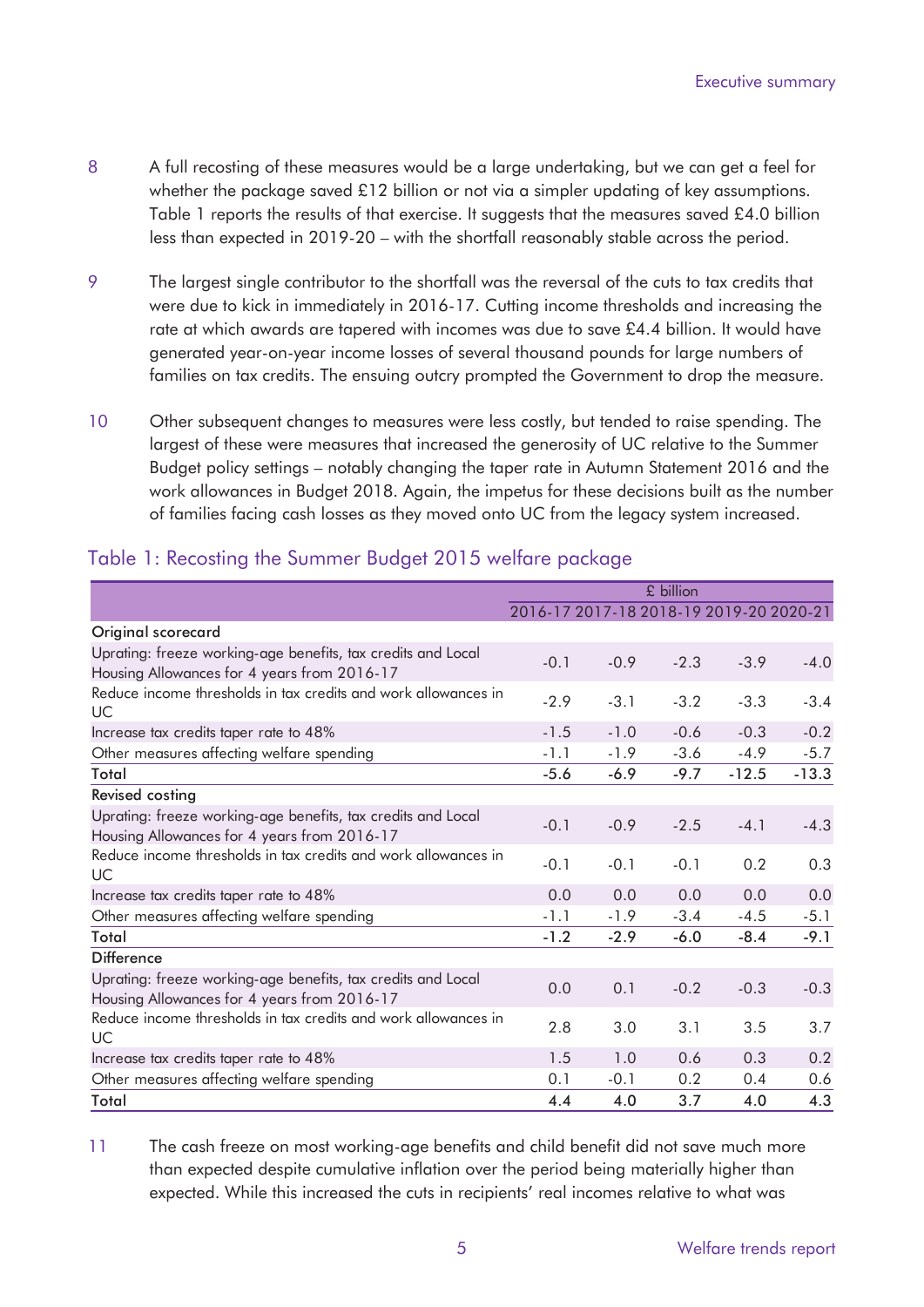8 A full recosting of these measures would be a large undertaking, but we can get a feel for whether the package saved £12 billion or not via a simpler updating of key assumptions. Table 1 reports the results of that exercise. It suggests that the measures saved £4.0 billion less than expected in 2019-20 – with the shortfall reasonably stable across the period.

9 The largest single contributor to the shortfall was the reversal of the cuts to tax credits that were due to kick in immediately in 2016-17. Cutting income thresholds and increasing the rate at which awards are tapered with incomes was due to save £4.4 billion. It would have generated year-on-year income losses of several thousand pounds for large numbers of families on tax credits. The ensuing outcry prompted the Government to drop the measure.

10 Other subsequent changes to measures were less costly, but tended to raise spending. The largest of these were measures that increased the generosity of UC relative to the Summer Budget policy settings – notably changing the taper rate in Autumn Statement 2016 and the work allowances in Budget 2018. Again, the impetus for these decisions built as the number of families facing cash losses as they moved onto UC from the legacy system increased.

## Table 1: Recosting the Summer Budget 2015 welfare package

| | £ billion | | | | |
|---|---|---|---|---|---|
| | 2016-17 | 2017-18 | 2018-19 | 2019-20 | 2020-21 |
| **Original scorecard** | | | | | |
| Uprating: freeze working-age benefits, tax credits and Local Housing Allowances for 4 years from 2016-17 | -0.1 | -0.9 | -2.3 | -3.9 | -4.0 |
| Reduce income thresholds in tax credits and work allowances in UC | -2.9 | -3.1 | -3.2 | -3.3 | -3.4 |
| Increase tax credits taper rate to 48% | -1.5 | -1.0 | -0.6 | -0.3 | -0.2 |
| Other measures affecting welfare spending | -1.1 | -1.9 | -3.6 | -4.9 | -5.7 |
| **Total** | **-5.6** | **-6.9** | **-9.7** | **-12.5** | **-13.3** |
| **Revised costing** | | | | | |
| Uprating: freeze working-age benefits, tax credits and Local Housing Allowances for 4 years from 2016-17 | -0.1 | -0.9 | -2.5 | -4.1 | -4.3 |
| Reduce income thresholds in tax credits and work allowances in UC | -0.1 | -0.1 | -0.1 | 0.2 | 0.3 |
| Increase tax credits taper rate to 48% | 0.0 | 0.0 | 0.0 | 0.0 | 0.0 |
| Other measures affecting welfare spending | -1.1 | -1.9 | -3.4 | -4.5 | -5.1 |
| **Total** | **-1.2** | **-2.9** | **-6.0** | **-8.4** | **-9.1** |
| **Difference** | | | | | |
| Uprating: freeze working-age benefits, tax credits and Local Housing Allowances for 4 years from 2016-17 | 0.0 | 0.1 | -0.2 | -0.3 | -0.3 |
| Reduce income thresholds in tax credits and work allowances in UC | 2.8 | 3.0 | 3.1 | 3.5 | 3.7 |
| Increase tax credits taper rate to 48% | 1.5 | 1.0 | 0.6 | 0.3 | 0.2 |
| Other measures affecting welfare spending | 0.1 | -0.1 | 0.2 | 0.4 | 0.6 |
| **Total** | **4.4** | **4.0** | **3.7** | **4.0** | **4.3** |

11 The cash freeze on most working-age benefits and child benefit did not save much more than expected despite cumulative inflation over the period being materially higher than expected. While this increased the cuts in recipients' real incomes relative to what was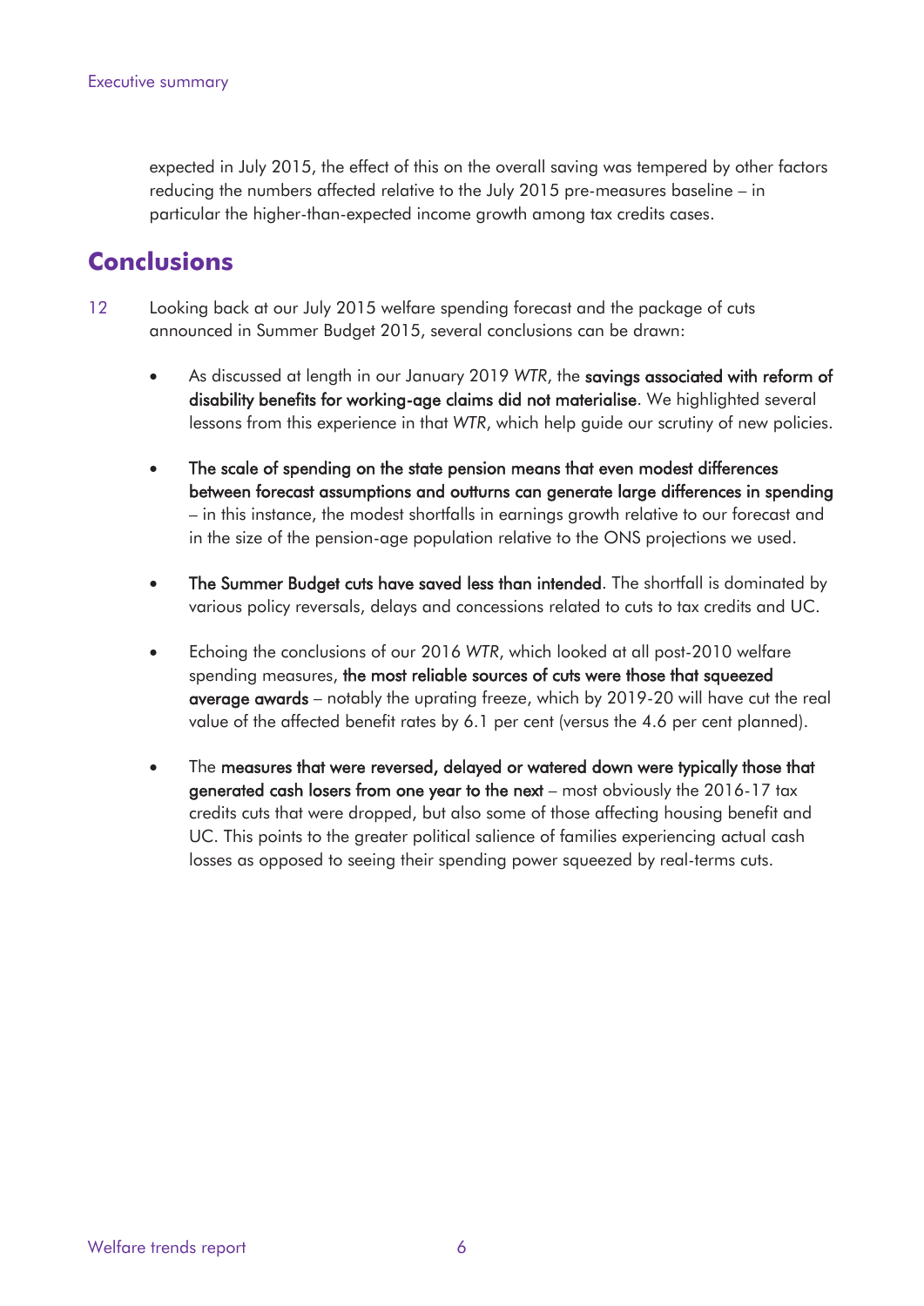expected in July 2015, the effect of this on the overall saving was tempered by other factors reducing the numbers affected relative to the July 2015 pre-measures baseline – in particular the higher-than-expected income growth among tax credits cases.

## Conclusions

12 Looking back at our July 2015 welfare spending forecast and the package of cuts announced in Summer Budget 2015, several conclusions can be drawn:

- As discussed at length in our January 2019 *WTR*, the **savings associated with reform of disability benefits for working-age claims did not materialise**. We highlighted several lessons from this experience in that *WTR*, which help guide our scrutiny of new policies.

- **The scale of spending on the state pension means that even modest differences between forecast assumptions and outturns can generate large differences in spending** – in this instance, the modest shortfalls in earnings growth relative to our forecast and in the size of the pension-age population relative to the ONS projections we used.

- **The Summer Budget cuts have saved less than intended**. The shortfall is dominated by various policy reversals, delays and concessions related to cuts to tax credits and UC.

- Echoing the conclusions of our 2016 *WTR*, which looked at all post-2010 welfare spending measures, **the most reliable sources of cuts were those that squeezed average awards** – notably the uprating freeze, which by 2019-20 will have cut the real value of the affected benefit rates by 6.1 per cent (versus the 4.6 per cent planned).

- The **measures that were reversed, delayed or watered down were typically those that generated cash losers from one year to the next** – most obviously the 2016-17 tax credits cuts that were dropped, but also some of those affecting housing benefit and UC. This points to the greater political salience of families experiencing actual cash losses as opposed to seeing their spending power squeezed by real-terms cuts.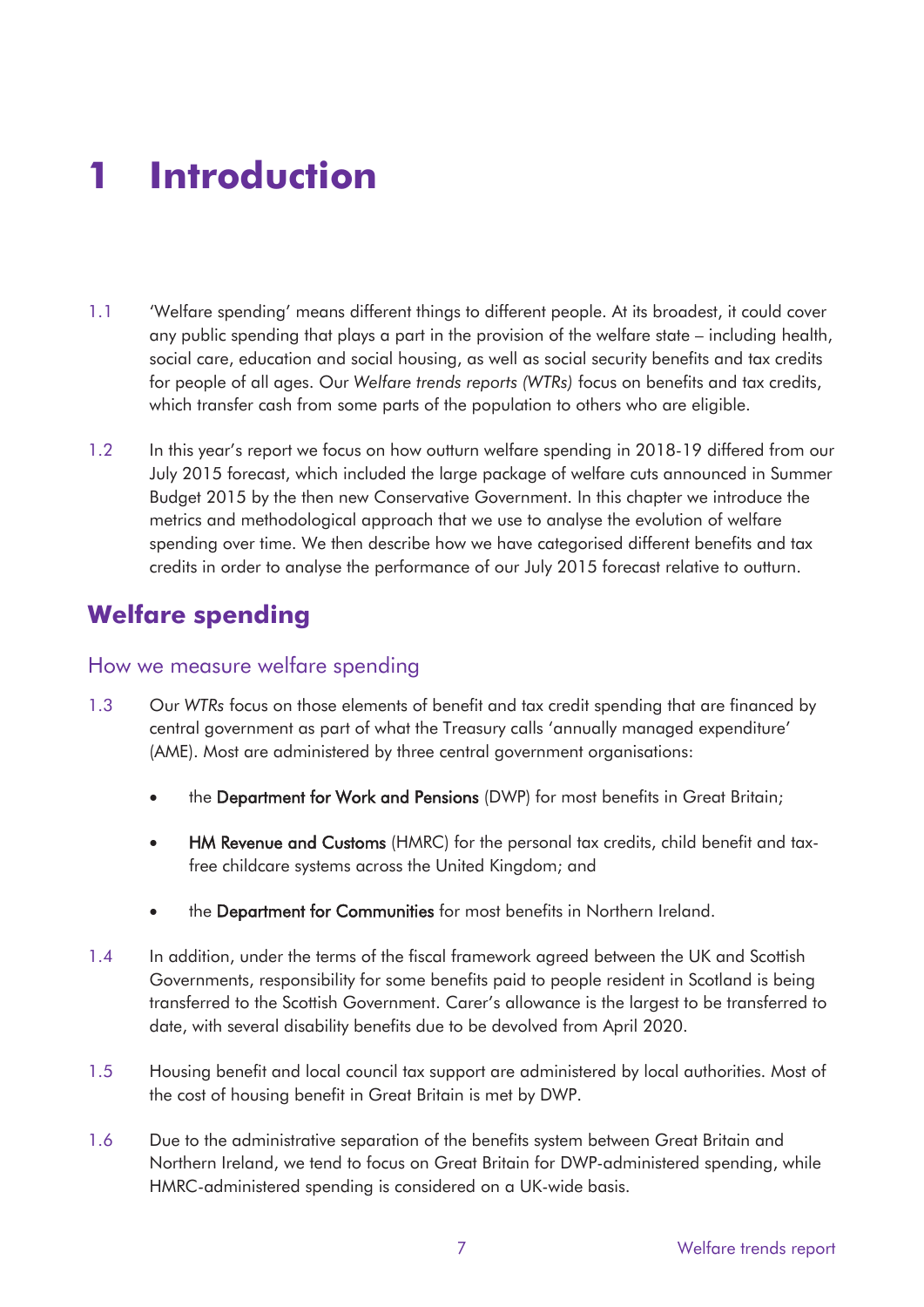# 1 Introduction

1.1 'Welfare spending' means different things to different people. At its broadest, it could cover any public spending that plays a part in the provision of the welfare state – including health, social care, education and social housing, as well as social security benefits and tax credits for people of all ages. Our *Welfare trends reports (WTRs)* focus on benefits and tax credits, which transfer cash from some parts of the population to others who are eligible.

1.2 In this year's report we focus on how outturn welfare spending in 2018-19 differed from our July 2015 forecast, which included the large package of welfare cuts announced in Summer Budget 2015 by the then new Conservative Government. In this chapter we introduce the metrics and methodological approach that we use to analyse the evolution of welfare spending over time. We then describe how we have categorised different benefits and tax credits in order to analyse the performance of our July 2015 forecast relative to outturn.

## Welfare spending

### How we measure welfare spending

1.3 Our *WTRs* focus on those elements of benefit and tax credit spending that are financed by central government as part of what the Treasury calls 'annually managed expenditure' (AME). Most are administered by three central government organisations:

- the **Department for Work and Pensions** (DWP) for most benefits in Great Britain;
- **HM Revenue and Customs** (HMRC) for the personal tax credits, child benefit and tax-free childcare systems across the United Kingdom; and
- the **Department for Communities** for most benefits in Northern Ireland.

1.4 In addition, under the terms of the fiscal framework agreed between the UK and Scottish Governments, responsibility for some benefits paid to people resident in Scotland is being transferred to the Scottish Government. Carer's allowance is the largest to be transferred to date, with several disability benefits due to be devolved from April 2020.

1.5 Housing benefit and local council tax support are administered by local authorities. Most of the cost of housing benefit in Great Britain is met by DWP.

1.6 Due to the administrative separation of the benefits system between Great Britain and Northern Ireland, we tend to focus on Great Britain for DWP-administered spending, while HMRC-administered spending is considered on a UK-wide basis.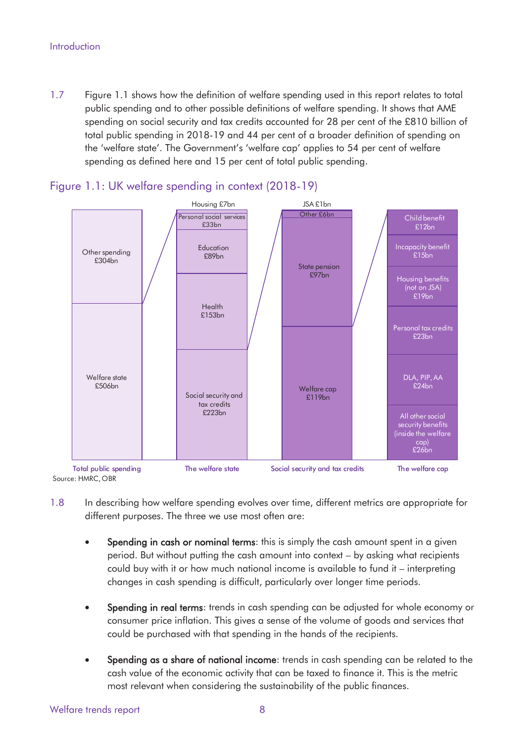1.7 Figure 1.1 shows how the definition of welfare spending used in this report relates to total public spending and to other possible definitions of welfare spending. It shows that AME spending on social security and tax credits accounted for 28 per cent of the £810 billion of total public spending in 2018-19 and 44 per cent of a broader definition of spending on the 'welfare state'. The Government's 'welfare cap' applies to 54 per cent of welfare spending as defined here and 15 per cent of total public spending.

## Figure 1.1: UK welfare spending in context (2018-19)

| Total public spending | The welfare state | Social security and tax credits | The welfare cap |
|---|---|---|---|
| Other spending £304bn | Housing £7bn | JSA £1bn | Child benefit £12bn |
| Welfare state £506bn | Personal social services £33bn | Other £6bn | Incapacity benefit £15bn |
| | Education £89bn | State pension £97bn | Housing benefits (not on JSA) £19bn |
| | Health £153bn | Welfare cap £119bn | Personal tax credits £23bn |
| | Social security and tax credits £223bn | | DLA, PIP, AA £24bn |
| | | | All other social security benefits (inside the welfare cap) £26bn |

Source: HMRC, OBR

1.8 In describing how welfare spending evolves over time, different metrics are appropriate for different purposes. The three we use most often are:

- **Spending in cash or nominal terms**: this is simply the cash amount spent in a given period. But without putting the cash amount into context – by asking what recipients could buy with it or how much national income is available to fund it – interpreting changes in cash spending is difficult, particularly over longer time periods.

- **Spending in real terms**: trends in cash spending can be adjusted for whole economy or consumer price inflation. This gives a sense of the volume of goods and services that could be purchased with that spending in the hands of the recipients.

- **Spending as a share of national income**: trends in cash spending can be related to the cash value of the economic activity that can be taxed to finance it. This is the metric most relevant when considering the sustainability of the public finances.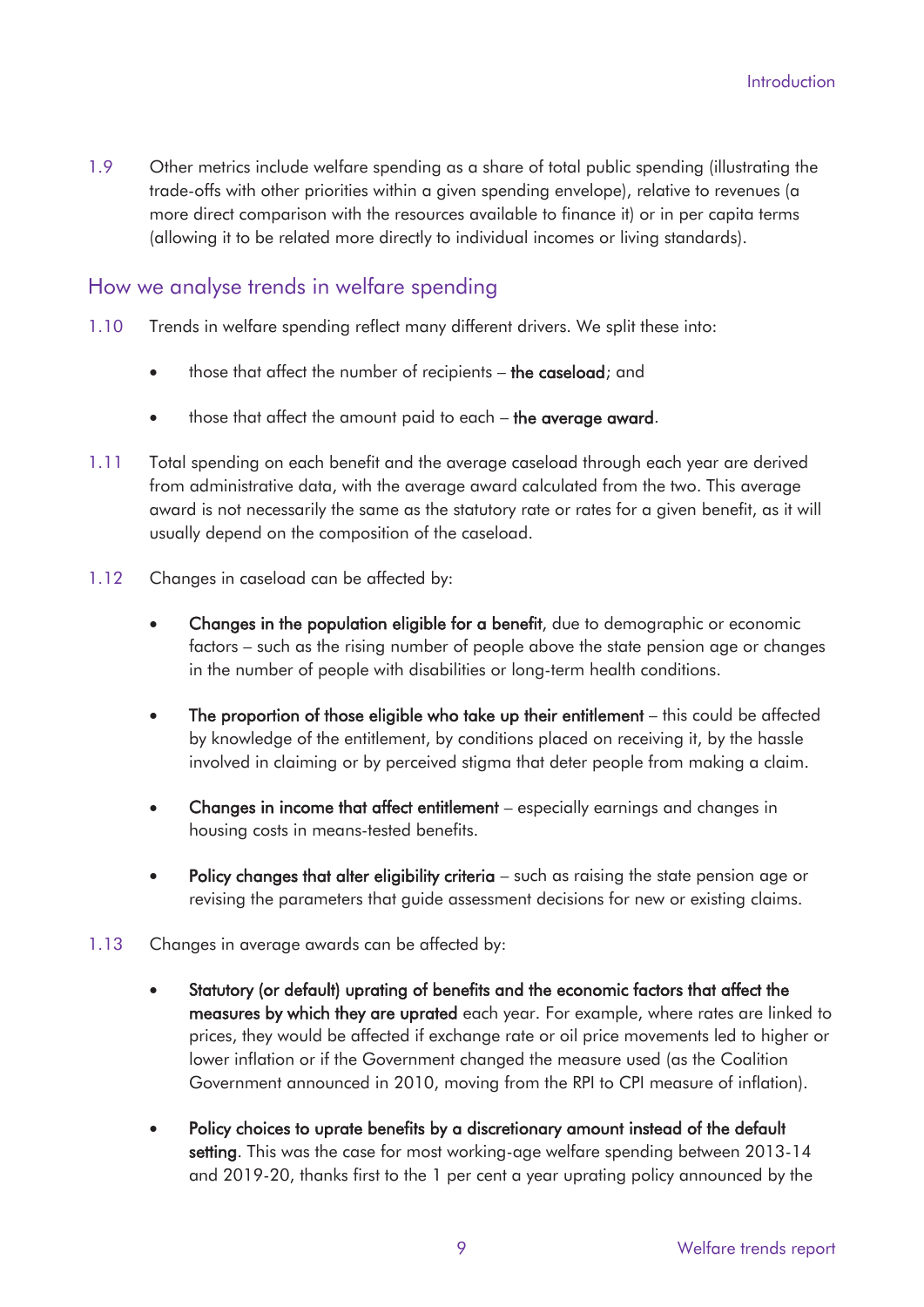1.9 Other metrics include welfare spending as a share of total public spending (illustrating the trade-offs with other priorities within a given spending envelope), relative to revenues (a more direct comparison with the resources available to finance it) or in per capita terms (allowing it to be related more directly to individual incomes or living standards).

## How we analyse trends in welfare spending

1.10 Trends in welfare spending reflect many different drivers. We split these into:

- those that affect the number of recipients – **the caseload**; and
- those that affect the amount paid to each – **the average award**.

1.11 Total spending on each benefit and the average caseload through each year are derived from administrative data, with the average award calculated from the two. This average award is not necessarily the same as the statutory rate or rates for a given benefit, as it will usually depend on the composition of the caseload.

1.12 Changes in caseload can be affected by:

- **Changes in the population eligible for a benefit**, due to demographic or economic factors – such as the rising number of people above the state pension age or changes in the number of people with disabilities or long-term health conditions.
- **The proportion of those eligible who take up their entitlement** – this could be affected by knowledge of the entitlement, by conditions placed on receiving it, by the hassle involved in claiming or by perceived stigma that deter people from making a claim.
- **Changes in income that affect entitlement** – especially earnings and changes in housing costs in means-tested benefits.
- **Policy changes that alter eligibility criteria** – such as raising the state pension age or revising the parameters that guide assessment decisions for new or existing claims.

1.13 Changes in average awards can be affected by:

- **Statutory (or default) uprating of benefits and the economic factors that affect the measures by which they are uprated** each year. For example, where rates are linked to prices, they would be affected if exchange rate or oil price movements led to higher or lower inflation or if the Government changed the measure used (as the Coalition Government announced in 2010, moving from the RPI to CPI measure of inflation).
- **Policy choices to uprate benefits by a discretionary amount instead of the default setting**. This was the case for most working-age welfare spending between 2013-14 and 2019-20, thanks first to the 1 per cent a year uprating policy announced by the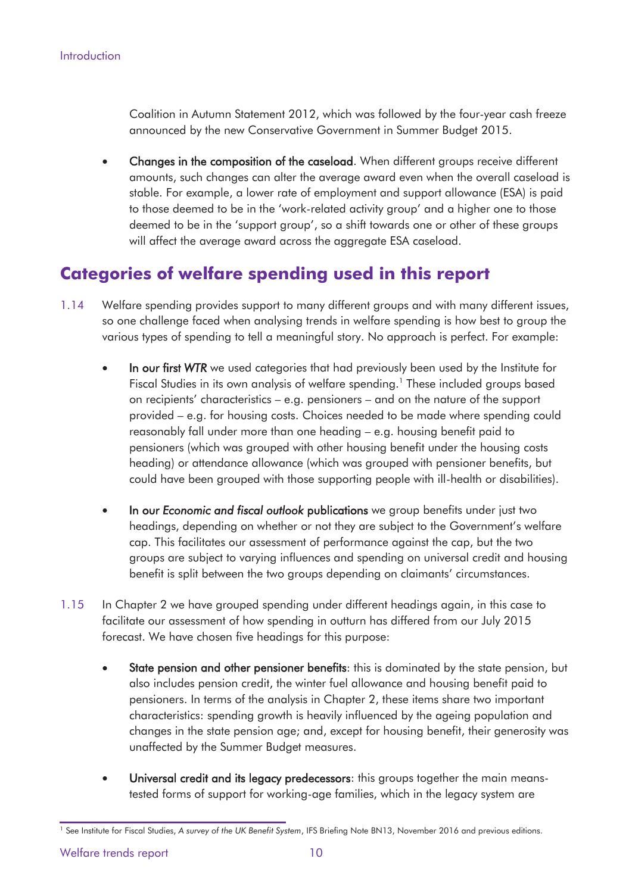Coalition in Autumn Statement 2012, which was followed by the four-year cash freeze announced by the new Conservative Government in Summer Budget 2015.

- **Changes in the composition of the caseload**. When different groups receive different amounts, such changes can alter the average award even when the overall caseload is stable. For example, a lower rate of employment and support allowance (ESA) is paid to those deemed to be in the 'work-related activity group' and a higher one to those deemed to be in the 'support group', so a shift towards one or other of these groups will affect the average award across the aggregate ESA caseload.

## Categories of welfare spending used in this report

1.14 Welfare spending provides support to many different groups and with many different issues, so one challenge faced when analysing trends in welfare spending is how best to group the various types of spending to tell a meaningful story. No approach is perfect. For example:

- **In our first *WTR*** we used categories that had previously been used by the Institute for Fiscal Studies in its own analysis of welfare spending.[1] These included groups based on recipients' characteristics – e.g. pensioners – and on the nature of the support provided – e.g. for housing costs. Choices needed to be made where spending could reasonably fall under more than one heading – e.g. housing benefit paid to pensioners (which was grouped with other housing benefit under the housing costs heading) or attendance allowance (which was grouped with pensioner benefits, but could have been grouped with those supporting people with ill-health or disabilities).

- **In our *Economic and fiscal outlook* publications** we group benefits under just two headings, depending on whether or not they are subject to the Government's welfare cap. This facilitates our assessment of performance against the cap, but the two groups are subject to varying influences and spending on universal credit and housing benefit is split between the two groups depending on claimants' circumstances.

1.15 In Chapter 2 we have grouped spending under different headings again, in this case to facilitate our assessment of how spending in outturn has differed from our July 2015 forecast. We have chosen five headings for this purpose:

- **State pension and other pensioner benefits**: this is dominated by the state pension, but also includes pension credit, the winter fuel allowance and housing benefit paid to pensioners. In terms of the analysis in Chapter 2, these items share two important characteristics: spending growth is heavily influenced by the ageing population and changes in the state pension age; and, except for housing benefit, their generosity was unaffected by the Summer Budget measures.

- **Universal credit and its legacy predecessors**: this groups together the main means-tested forms of support for working-age families, which in the legacy system are

[1] See Institute for Fiscal Studies, *A survey of the UK Benefit System*, IFS Briefing Note BN13, November 2016 and previous editions.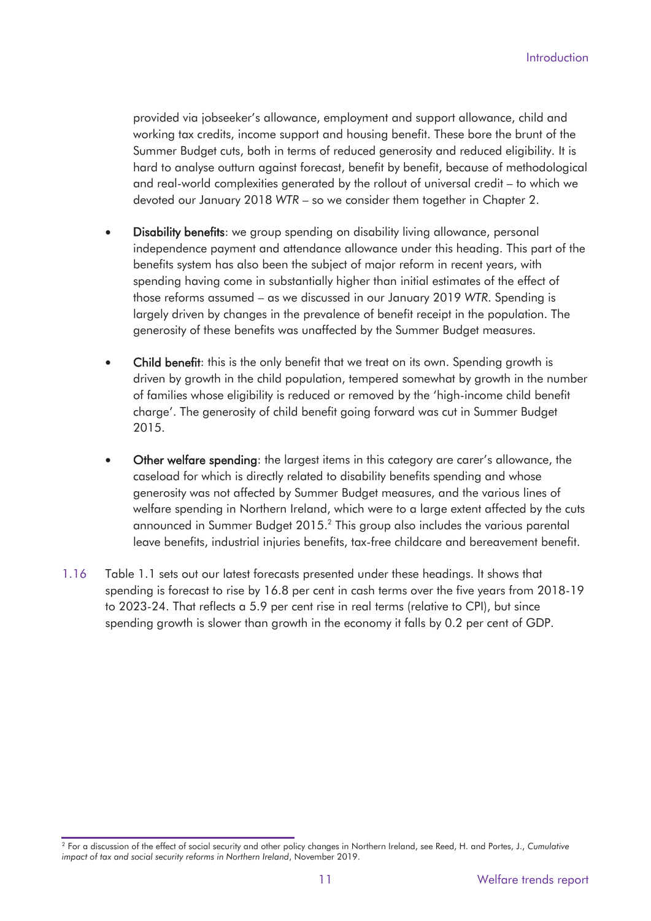provided via jobseeker's allowance, employment and support allowance, child and working tax credits, income support and housing benefit. These bore the brunt of the Summer Budget cuts, both in terms of reduced generosity and reduced eligibility. It is hard to analyse outturn against forecast, benefit by benefit, because of methodological and real-world complexities generated by the rollout of universal credit – to which we devoted our January 2018 *WTR* – so we consider them together in Chapter 2.

- **Disability benefits**: we group spending on disability living allowance, personal independence payment and attendance allowance under this heading. This part of the benefits system has also been the subject of major reform in recent years, with spending having come in substantially higher than initial estimates of the effect of those reforms assumed – as we discussed in our January 2019 *WTR*. Spending is largely driven by changes in the prevalence of benefit receipt in the population. The generosity of these benefits was unaffected by the Summer Budget measures.

- **Child benefit**: this is the only benefit that we treat on its own. Spending growth is driven by growth in the child population, tempered somewhat by growth in the number of families whose eligibility is reduced or removed by the 'high-income child benefit charge'. The generosity of child benefit going forward was cut in Summer Budget 2015.

- **Other welfare spending**: the largest items in this category are carer's allowance, the caseload for which is directly related to disability benefits spending and whose generosity was not affected by Summer Budget measures, and the various lines of welfare spending in Northern Ireland, which were to a large extent affected by the cuts announced in Summer Budget 2015.[2] This group also includes the various parental leave benefits, industrial injuries benefits, tax-free childcare and bereavement benefit.

1.16 Table 1.1 sets out our latest forecasts presented under these headings. It shows that spending is forecast to rise by 16.8 per cent in cash terms over the five years from 2018-19 to 2023-24. That reflects a 5.9 per cent rise in real terms (relative to CPI), but since spending growth is slower than growth in the economy it falls by 0.2 per cent of GDP.

[2] For a discussion of the effect of social security and other policy changes in Northern Ireland, see Reed, H. and Portes, J., *Cumulative impact of tax and social security reforms in Northern Ireland*, November 2019.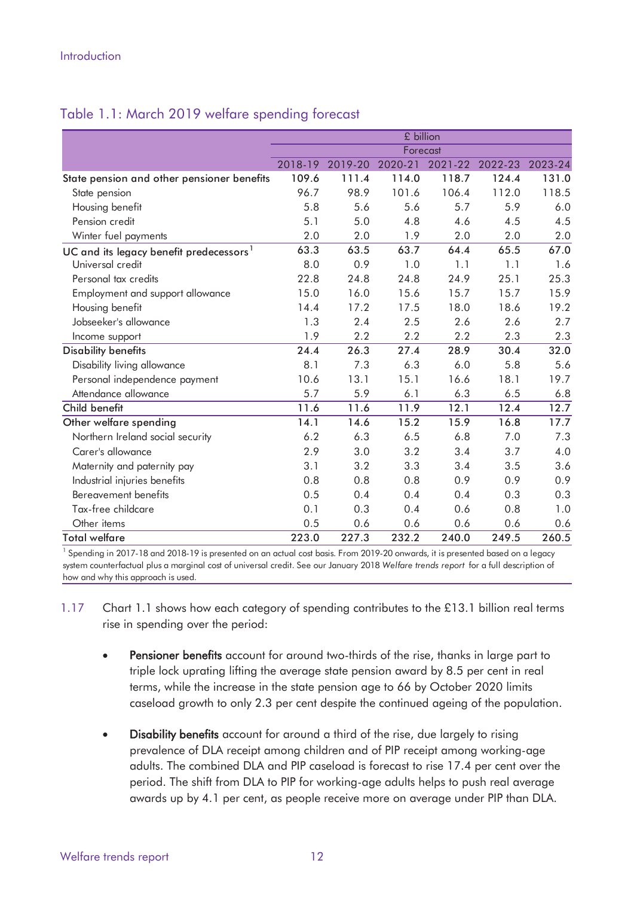### Table 1.1: March 2019 welfare spending forecast

| | £ billion | | | | | |
|---|---|---|---|---|---|---|
| | Forecast | | | | | |
| | 2018-19 | 2019-20 | 2020-21 | 2021-22 | 2022-23 | 2023-24 |
| **State pension and other pensioner benefits** | **109.6** | **111.4** | **114.0** | **118.7** | **124.4** | **131.0** |
| State pension | 96.7 | 98.9 | 101.6 | 106.4 | 112.0 | 118.5 |
| Housing benefit | 5.8 | 5.6 | 5.6 | 5.7 | 5.9 | 6.0 |
| Pension credit | 5.1 | 5.0 | 4.8 | 4.6 | 4.5 | 4.5 |
| Winter fuel payments | 2.0 | 2.0 | 1.9 | 2.0 | 2.0 | 2.0 |
| **UC and its legacy benefit predecessors**[1] | **63.3** | **63.5** | **63.7** | **64.4** | **65.5** | **67.0** |
| Universal credit | 8.0 | 0.9 | 1.0 | 1.1 | 1.1 | 1.6 |
| Personal tax credits | 22.8 | 24.8 | 24.8 | 24.9 | 25.1 | 25.3 |
| Employment and support allowance | 15.0 | 16.0 | 15.6 | 15.7 | 15.7 | 15.9 |
| Housing benefit | 14.4 | 17.2 | 17.5 | 18.0 | 18.6 | 19.2 |
| Jobseeker's allowance | 1.3 | 2.4 | 2.5 | 2.6 | 2.6 | 2.7 |
| Income support | 1.9 | 2.2 | 2.2 | 2.2 | 2.3 | 2.3 |
| **Disability benefits** | **24.4** | **26.3** | **27.4** | **28.9** | **30.4** | **32.0** |
| Disability living allowance | 8.1 | 7.3 | 6.3 | 6.0 | 5.8 | 5.6 |
| Personal independence payment | 10.6 | 13.1 | 15.1 | 16.6 | 18.1 | 19.7 |
| Attendance allowance | 5.7 | 5.9 | 6.1 | 6.3 | 6.5 | 6.8 |
| **Child benefit** | **11.6** | **11.6** | **11.9** | **12.1** | **12.4** | **12.7** |
| **Other welfare spending** | **14.1** | **14.6** | **15.2** | **15.9** | **16.8** | **17.7** |
| Northern Ireland social security | 6.2 | 6.3 | 6.5 | 6.8 | 7.0 | 7.3 |
| Carer's allowance | 2.9 | 3.0 | 3.2 | 3.4 | 3.7 | 4.0 |
| Maternity and paternity pay | 3.1 | 3.2 | 3.3 | 3.4 | 3.5 | 3.6 |
| Industrial injuries benefits | 0.8 | 0.8 | 0.8 | 0.9 | 0.9 | 0.9 |
| Bereavement benefits | 0.5 | 0.4 | 0.4 | 0.4 | 0.3 | 0.3 |
| Tax-free childcare | 0.1 | 0.3 | 0.4 | 0.6 | 0.8 | 1.0 |
| Other items | 0.5 | 0.6 | 0.6 | 0.6 | 0.6 | 0.6 |
| **Total welfare** | **223.0** | **227.3** | **232.2** | **240.0** | **249.5** | **260.5** |

[1] Spending in 2017-18 and 2018-19 is presented on an actual cost basis. From 2019-20 onwards, it is presented based on a legacy system counterfactual plus a marginal cost of universal credit. See our January 2018 *Welfare trends report* for a full description of how and why this approach is used.

1.17 Chart 1.1 shows how each category of spending contributes to the £13.1 billion real terms rise in spending over the period:

- **Pensioner benefits** account for around two-thirds of the rise, thanks in large part to triple lock uprating lifting the average state pension award by 8.5 per cent in real terms, while the increase in the state pension age to 66 by October 2020 limits caseload growth to only 2.3 per cent despite the continued ageing of the population.

- **Disability benefits** account for around a third of the rise, due largely to rising prevalence of DLA receipt among children and of PIP receipt among working-age adults. The combined DLA and PIP caseload is forecast to rise 17.4 per cent over the period. The shift from DLA to PIP for working-age adults helps to push real average awards up by 4.1 per cent, as people receive more on average under PIP than DLA.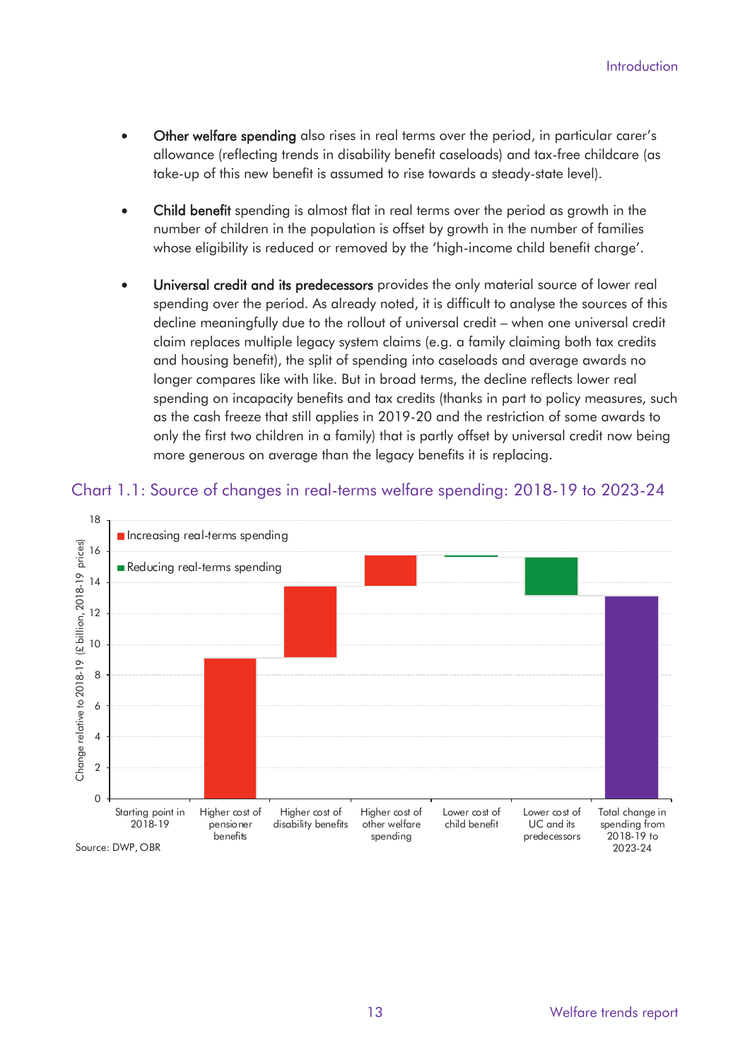- **Other welfare spending** also rises in real terms over the period, in particular carer's allowance (reflecting trends in disability benefit caseloads) and tax-free childcare (as take-up of this new benefit is assumed to rise towards a steady-state level).
- **Child benefit** spending is almost flat in real terms over the period as growth in the number of children in the population is offset by growth in the number of families whose eligibility is reduced or removed by the 'high-income child benefit charge'.
- **Universal credit and its predecessors** provides the only material source of lower real spending over the period. As already noted, it is difficult to analyse the sources of this decline meaningfully due to the rollout of universal credit – when one universal credit claim replaces multiple legacy system claims (e.g. a family claiming both tax credits and housing benefit), the split of spending into caseloads and average awards no longer compares like with like. But in broad terms, the decline reflects lower real spending on incapacity benefits and tax credits (thanks in part to policy measures, such as the cash freeze that still applies in 2019-20 and the restriction of some awards to only the first two children in a family) that is partly offset by universal credit now being more generous on average than the legacy benefits it is replacing.

## Chart 1.1: Source of changes in real-terms welfare spending: 2018-19 to 2023-24

Source: DWP, OBR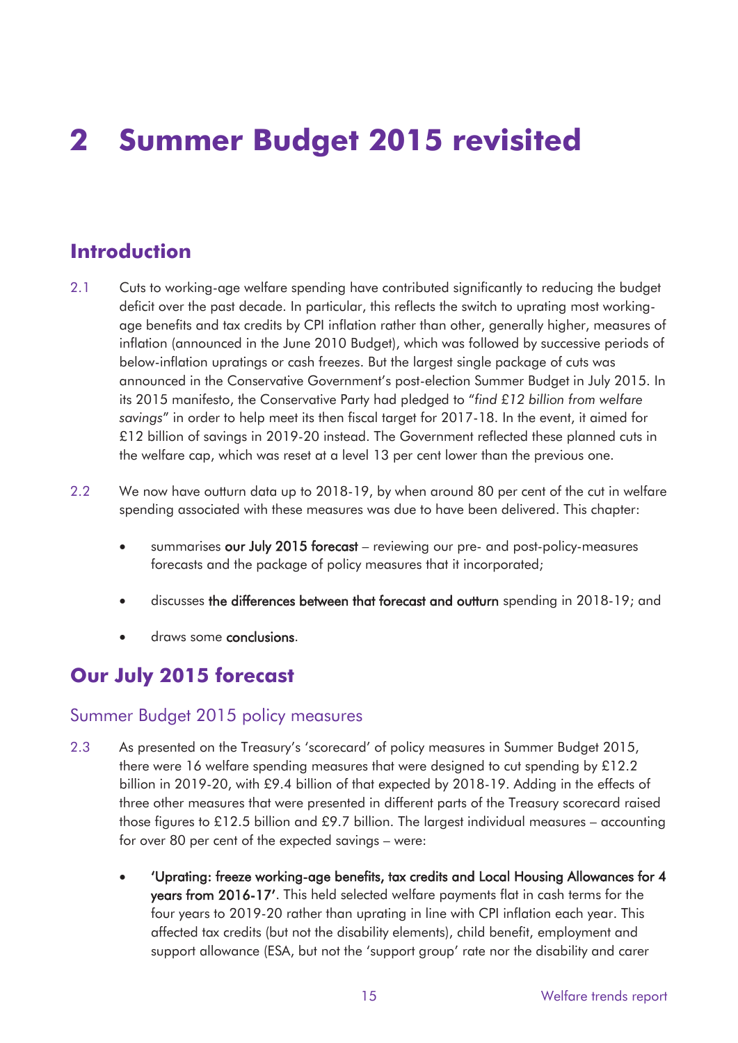# 2 Summer Budget 2015 revisited

## Introduction

2.1 Cuts to working-age welfare spending have contributed significantly to reducing the budget deficit over the past decade. In particular, this reflects the switch to uprating most working-age benefits and tax credits by CPI inflation rather than other, generally higher, measures of inflation (announced in the June 2010 Budget), which was followed by successive periods of below-inflation upratings or cash freezes. But the largest single package of cuts was announced in the Conservative Government's post-election Summer Budget in July 2015. In its 2015 manifesto, the Conservative Party had pledged to "*find £12 billion from welfare savings*" in order to help meet its then fiscal target for 2017-18. In the event, it aimed for £12 billion of savings in 2019-20 instead. The Government reflected these planned cuts in the welfare cap, which was reset at a level 13 per cent lower than the previous one.

2.2 We now have outturn data up to 2018-19, by when around 80 per cent of the cut in welfare spending associated with these measures was due to have been delivered. This chapter:

- summarises **our July 2015 forecast** – reviewing our pre- and post-policy-measures forecasts and the package of policy measures that it incorporated;
- discusses **the differences between that forecast and outturn** spending in 2018-19; and
- draws some **conclusions**.

## Our July 2015 forecast

### Summer Budget 2015 policy measures

2.3 As presented on the Treasury's 'scorecard' of policy measures in Summer Budget 2015, there were 16 welfare spending measures that were designed to cut spending by £12.2 billion in 2019-20, with £9.4 billion of that expected by 2018-19. Adding in the effects of three other measures that were presented in different parts of the Treasury scorecard raised those figures to £12.5 billion and £9.7 billion. The largest individual measures – accounting for over 80 per cent of the expected savings – were:

- **'Uprating: freeze working-age benefits, tax credits and Local Housing Allowances for 4 years from 2016-17'**. This held selected welfare payments flat in cash terms for the four years to 2019-20 rather than uprating in line with CPI inflation each year. This affected tax credits (but not the disability elements), child benefit, employment and support allowance (ESA, but not the 'support group' rate nor the disability and carer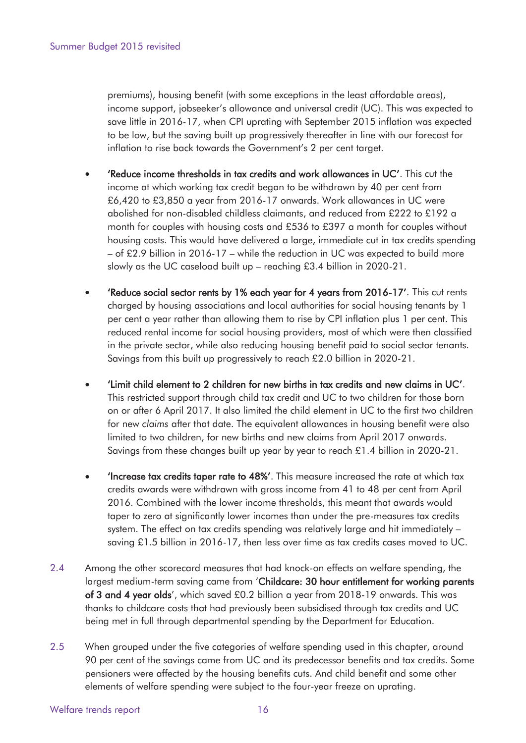premiums), housing benefit (with some exceptions in the least affordable areas), income support, jobseeker's allowance and universal credit (UC). This was expected to save little in 2016-17, when CPI uprating with September 2015 inflation was expected to be low, but the saving built up progressively thereafter in line with our forecast for inflation to rise back towards the Government's 2 per cent target.

- **'Reduce income thresholds in tax credits and work allowances in UC'**. This cut the income at which working tax credit began to be withdrawn by 40 per cent from £6,420 to £3,850 a year from 2016-17 onwards. Work allowances in UC were abolished for non-disabled childless claimants, and reduced from £222 to £192 a month for couples with housing costs and £536 to £397 a month for couples without housing costs. This would have delivered a large, immediate cut in tax credits spending – of £2.9 billion in 2016-17 – while the reduction in UC was expected to build more slowly as the UC caseload built up – reaching £3.4 billion in 2020-21.

- **'Reduce social sector rents by 1% each year for 4 years from 2016-17'**. This cut rents charged by housing associations and local authorities for social housing tenants by 1 per cent a year rather than allowing them to rise by CPI inflation plus 1 per cent. This reduced rental income for social housing providers, most of which were then classified in the private sector, while also reducing housing benefit paid to social sector tenants. Savings from this built up progressively to reach £2.0 billion in 2020-21.

- **'Limit child element to 2 children for new births in tax credits and new claims in UC'**. This restricted support through child tax credit and UC to two children for those born on or after 6 April 2017. It also limited the child element in UC to the first two children for new *claims* after that date. The equivalent allowances in housing benefit were also limited to two children, for new births and new claims from April 2017 onwards. Savings from these changes built up year by year to reach £1.4 billion in 2020-21.

- **'Increase tax credits taper rate to 48%'**. This measure increased the rate at which tax credits awards were withdrawn with gross income from 41 to 48 per cent from April 2016. Combined with the lower income thresholds, this meant that awards would taper to zero at significantly lower incomes than under the pre-measures tax credits system. The effect on tax credits spending was relatively large and hit immediately – saving £1.5 billion in 2016-17, then less over time as tax credits cases moved to UC.

2.4 Among the other scorecard measures that had knock-on effects on welfare spending, the largest medium-term saving came from '**Childcare: 30 hour entitlement for working parents of 3 and 4 year olds**', which saved £0.2 billion a year from 2018-19 onwards. This was thanks to childcare costs that had previously been subsidised through tax credits and UC being met in full through departmental spending by the Department for Education.

2.5 When grouped under the five categories of welfare spending used in this chapter, around 90 per cent of the savings came from UC and its predecessor benefits and tax credits. Some pensioners were affected by the housing benefits cuts. And child benefit and some other elements of welfare spending were subject to the four-year freeze on uprating.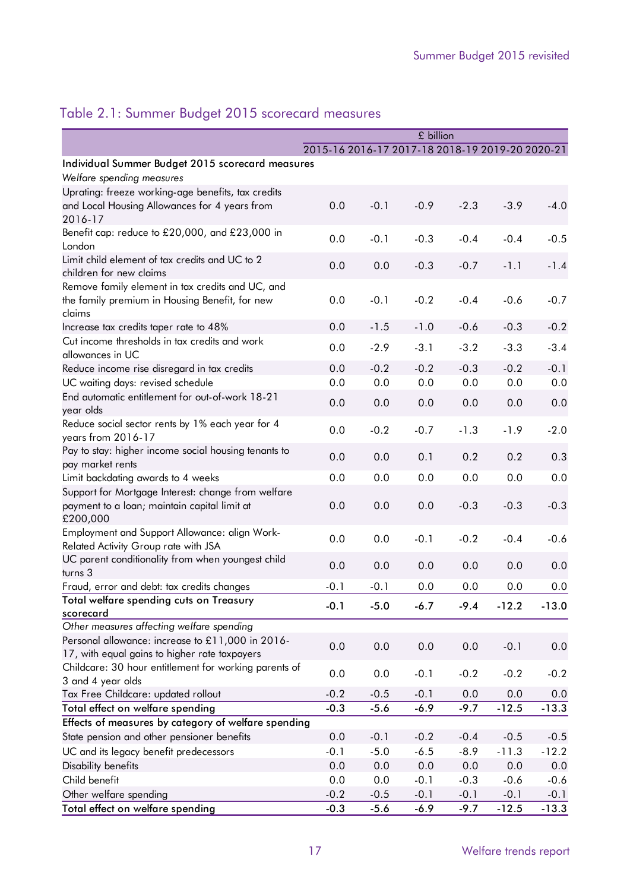## Table 2.1: Summer Budget 2015 scorecard measures

| | £ billion | | | | | |
|---|---|---|---|---|---|---|
| | 2015-16 | 2016-17 | 2017-18 | 2018-19 | 2019-20 | 2020-21 |
| **Individual Summer Budget 2015 scorecard measures** | | | | | | |
| *Welfare spending measures* | | | | | | |
| Uprating: freeze working-age benefits, tax credits and Local Housing Allowances for 4 years from 2016-17 | 0.0 | -0.1 | -0.9 | -2.3 | -3.9 | -4.0 |
| Benefit cap: reduce to £20,000, and £23,000 in London | 0.0 | -0.1 | -0.3 | -0.4 | -0.4 | -0.5 |
| Limit child element of tax credits and UC to 2 children for new claims | 0.0 | 0.0 | -0.3 | -0.7 | -1.1 | -1.4 |
| Remove family element in tax credits and UC, and the family premium in Housing Benefit, for new claims | 0.0 | -0.1 | -0.2 | -0.4 | -0.6 | -0.7 |
| Increase tax credits taper rate to 48% | 0.0 | -1.5 | -1.0 | -0.6 | -0.3 | -0.2 |
| Cut income thresholds in tax credits and work allowances in UC | 0.0 | -2.9 | -3.1 | -3.2 | -3.3 | -3.4 |
| Reduce income rise disregard in tax credits | 0.0 | -0.2 | -0.2 | -0.3 | -0.2 | -0.1 |
| UC waiting days: revised schedule | 0.0 | 0.0 | 0.0 | 0.0 | 0.0 | 0.0 |
| End automatic entitlement for out-of-work 18-21 year olds | 0.0 | 0.0 | 0.0 | 0.0 | 0.0 | 0.0 |
| Reduce social sector rents by 1% each year for 4 years from 2016-17 | 0.0 | -0.2 | -0.7 | -1.3 | -1.9 | -2.0 |
| Pay to stay: higher income social housing tenants to pay market rents | 0.0 | 0.0 | 0.1 | 0.2 | 0.2 | 0.3 |
| Limit backdating awards to 4 weeks | 0.0 | 0.0 | 0.0 | 0.0 | 0.0 | 0.0 |
| Support for Mortgage Interest: change from welfare payment to a loan; maintain capital limit at £200,000 | 0.0 | 0.0 | 0.0 | -0.3 | -0.3 | -0.3 |
| Employment and Support Allowance: align Work-Related Activity Group rate with JSA | 0.0 | 0.0 | -0.1 | -0.2 | -0.4 | -0.6 |
| UC parent conditionality from when youngest child turns 3 | 0.0 | 0.0 | 0.0 | 0.0 | 0.0 | 0.0 |
| Fraud, error and debt: tax credits changes | -0.1 | -0.1 | 0.0 | 0.0 | 0.0 | 0.0 |
| **Total welfare spending cuts on Treasury scorecard** | **-0.1** | **-5.0** | **-6.7** | **-9.4** | **-12.2** | **-13.0** |
| *Other measures affecting welfare spending* | | | | | | |
| Personal allowance: increase to £11,000 in 2016-17, with equal gains to higher rate taxpayers | 0.0 | 0.0 | 0.0 | 0.0 | -0.1 | 0.0 |
| Childcare: 30 hour entitlement for working parents of 3 and 4 year olds | 0.0 | 0.0 | -0.1 | -0.2 | -0.2 | -0.2 |
| Tax Free Childcare: updated rollout | -0.2 | -0.5 | -0.1 | 0.0 | 0.0 | 0.0 |
| **Total effect on welfare spending** | **-0.3** | **-5.6** | **-6.9** | **-9.7** | **-12.5** | **-13.3** |
| **Effects of measures by category of welfare spending** | | | | | | |
| State pension and other pensioner benefits | 0.0 | -0.1 | -0.2 | -0.4 | -0.5 | -0.5 |
| UC and its legacy benefit predecessors | -0.1 | -5.0 | -6.5 | -8.9 | -11.3 | -12.2 |
| Disability benefits | 0.0 | 0.0 | 0.0 | 0.0 | 0.0 | 0.0 |
| Child benefit | 0.0 | 0.0 | -0.1 | -0.3 | -0.6 | -0.6 |
| Other welfare spending | -0.2 | -0.5 | -0.1 | -0.1 | -0.1 | -0.1 |
| **Total effect on welfare spending** | **-0.3** | **-5.6** | **-6.9** | **-9.7** | **-12.5** | **-13.3** |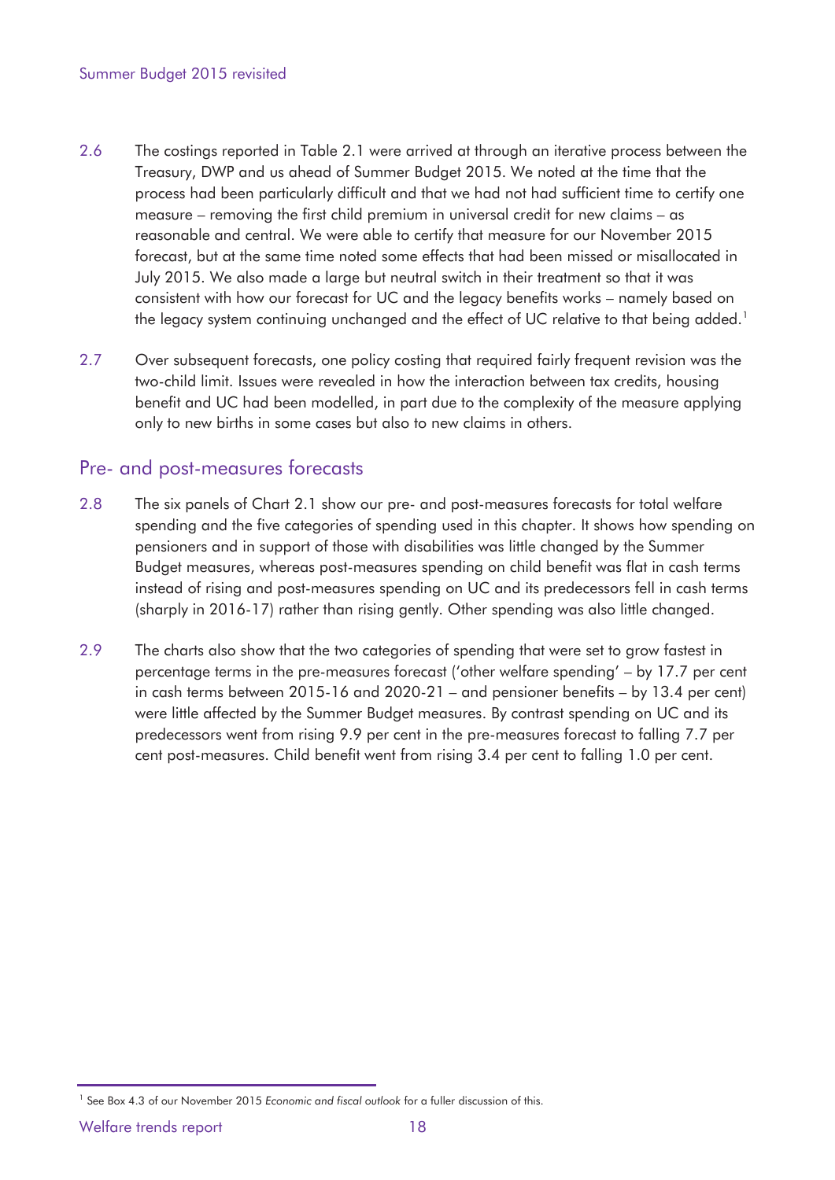2.6 The costings reported in Table 2.1 were arrived at through an iterative process between the Treasury, DWP and us ahead of Summer Budget 2015. We noted at the time that the process had been particularly difficult and that we had not had sufficient time to certify one measure – removing the first child premium in universal credit for new claims – as reasonable and central. We were able to certify that measure for our November 2015 forecast, but at the same time noted some effects that had been missed or misallocated in July 2015. We also made a large but neutral switch in their treatment so that it was consistent with how our forecast for UC and the legacy benefits works – namely based on the legacy system continuing unchanged and the effect of UC relative to that being added.[1]

2.7 Over subsequent forecasts, one policy costing that required fairly frequent revision was the two-child limit. Issues were revealed in how the interaction between tax credits, housing benefit and UC had been modelled, in part due to the complexity of the measure applying only to new births in some cases but also to new claims in others.

## Pre- and post-measures forecasts

2.8 The six panels of Chart 2.1 show our pre- and post-measures forecasts for total welfare spending and the five categories of spending used in this chapter. It shows how spending on pensioners and in support of those with disabilities was little changed by the Summer Budget measures, whereas post-measures spending on child benefit was flat in cash terms instead of rising and post-measures spending on UC and its predecessors fell in cash terms (sharply in 2016-17) rather than rising gently. Other spending was also little changed.

2.9 The charts also show that the two categories of spending that were set to grow fastest in percentage terms in the pre-measures forecast ('other welfare spending' – by 17.7 per cent in cash terms between 2015-16 and 2020-21 – and pensioner benefits – by 13.4 per cent) were little affected by the Summer Budget measures. By contrast spending on UC and its predecessors went from rising 9.9 per cent in the pre-measures forecast to falling 7.7 per cent post-measures. Child benefit went from rising 3.4 per cent to falling 1.0 per cent.

[1] See Box 4.3 of our November 2015 *Economic and fiscal outlook* for a fuller discussion of this.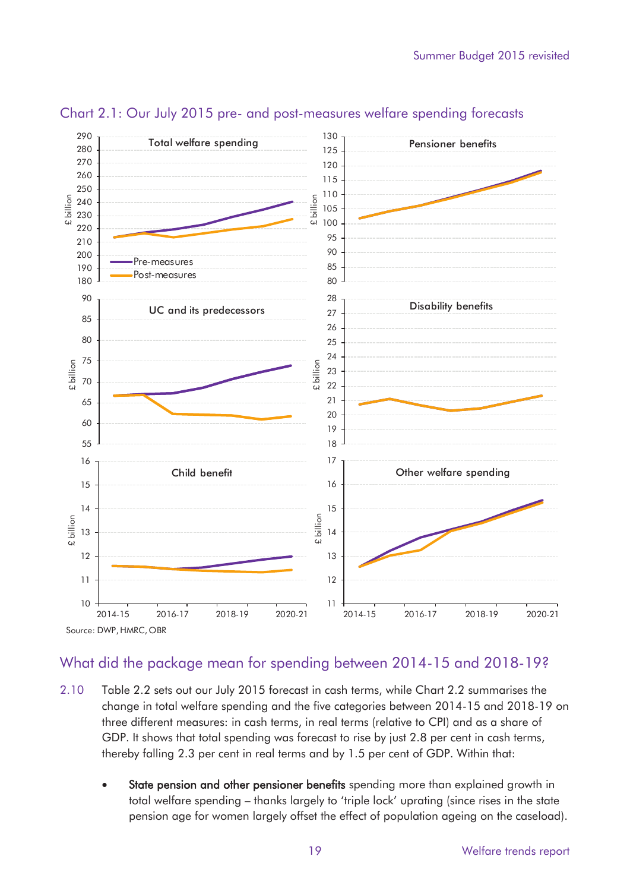## Chart 2.1: Our July 2015 pre- and post-measures welfare spending forecasts

Source: DWP, HMRC, OBR

## What did the package mean for spending between 2014-15 and 2018-19?

2.10 Table 2.2 sets out our July 2015 forecast in cash terms, while Chart 2.2 summarises the change in total welfare spending and the five categories between 2014-15 and 2018-19 on three different measures: in cash terms, in real terms (relative to CPI) and as a share of GDP. It shows that total spending was forecast to rise by just 2.8 per cent in cash terms, thereby falling 2.3 per cent in real terms and by 1.5 per cent of GDP. Within that:

- **State pension and other pensioner benefits** spending more than explained growth in total welfare spending – thanks largely to 'triple lock' uprating (since rises in the state pension age for women largely offset the effect of population ageing on the caseload).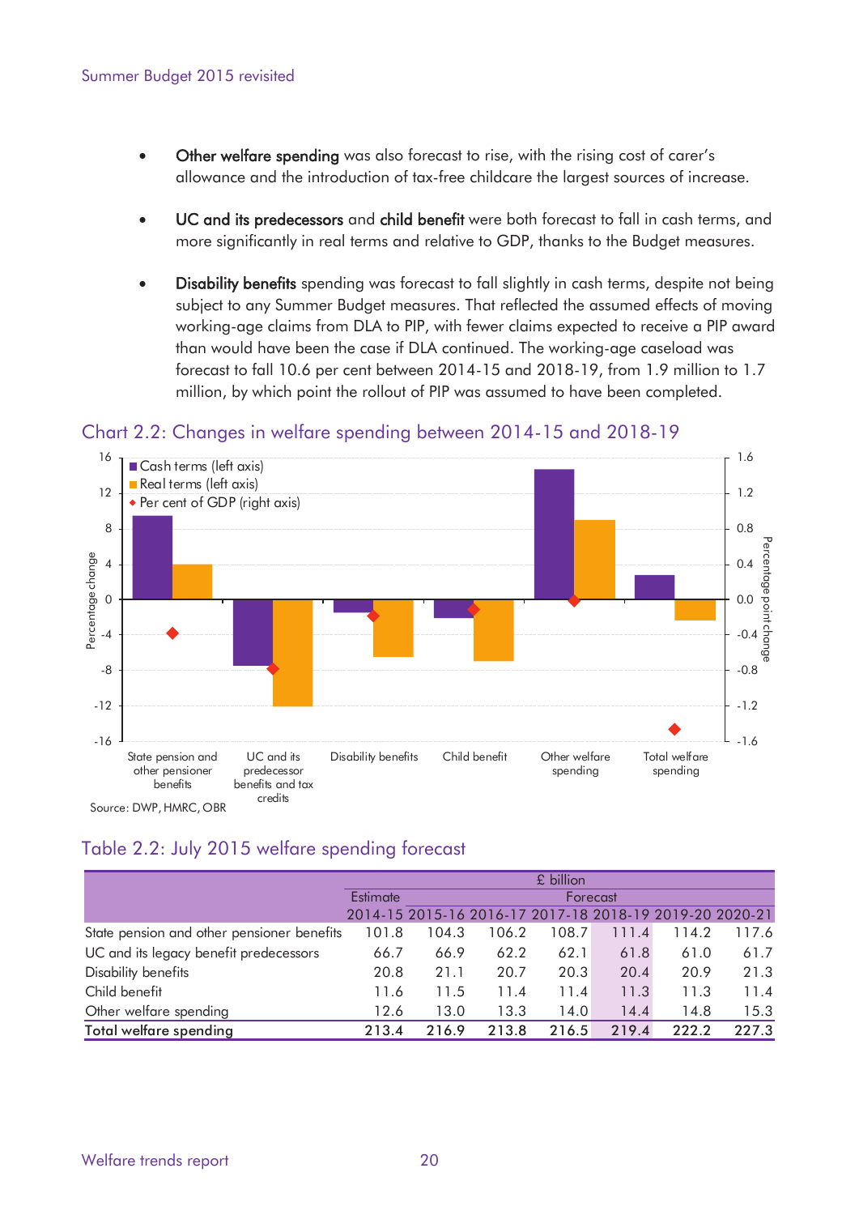- **Other welfare spending** was also forecast to rise, with the rising cost of carer's allowance and the introduction of tax-free childcare the largest sources of increase.

- **UC and its predecessors** and **child benefit** were both forecast to fall in cash terms, and more significantly in real terms and relative to GDP, thanks to the Budget measures.

- **Disability benefits** spending was forecast to fall slightly in cash terms, despite not being subject to any Summer Budget measures. That reflected the assumed effects of moving working-age claims from DLA to PIP, with fewer claims expected to receive a PIP award than would have been the case if DLA continued. The working-age caseload was forecast to fall 10.6 per cent between 2014-15 and 2018-19, from 1.9 million to 1.7 million, by which point the rollout of PIP was assumed to have been completed.

## Chart 2.2: Changes in welfare spending between 2014-15 and 2018-19

Source: DWP, HMRC, OBR

## Table 2.2: July 2015 welfare spending forecast

| | £ billion | | | | | | |
|---|---|---|---|---|---|---|---|
| | Estimate | Forecast | | | | | |
| | 2014-15 | 2015-16 | 2016-17 | 2017-18 | 2018-19 | 2019-20 | 2020-21 |
| State pension and other pensioner benefits | 101.8 | 104.3 | 106.2 | 108.7 | 111.4 | 114.2 | 117.6 |
| UC and its legacy benefit predecessors | 66.7 | 66.9 | 62.2 | 62.1 | 61.8 | 61.0 | 61.7 |
| Disability benefits | 20.8 | 21.1 | 20.7 | 20.3 | 20.4 | 20.9 | 21.3 |
| Child benefit | 11.6 | 11.5 | 11.4 | 11.4 | 11.3 | 11.3 | 11.4 |
| Other welfare spending | 12.6 | 13.0 | 13.3 | 14.0 | 14.4 | 14.8 | 15.3 |
| **Total welfare spending** | **213.4** | **216.9** | **213.8** | **216.5** | **219.4** | **222.2** | **227.3** |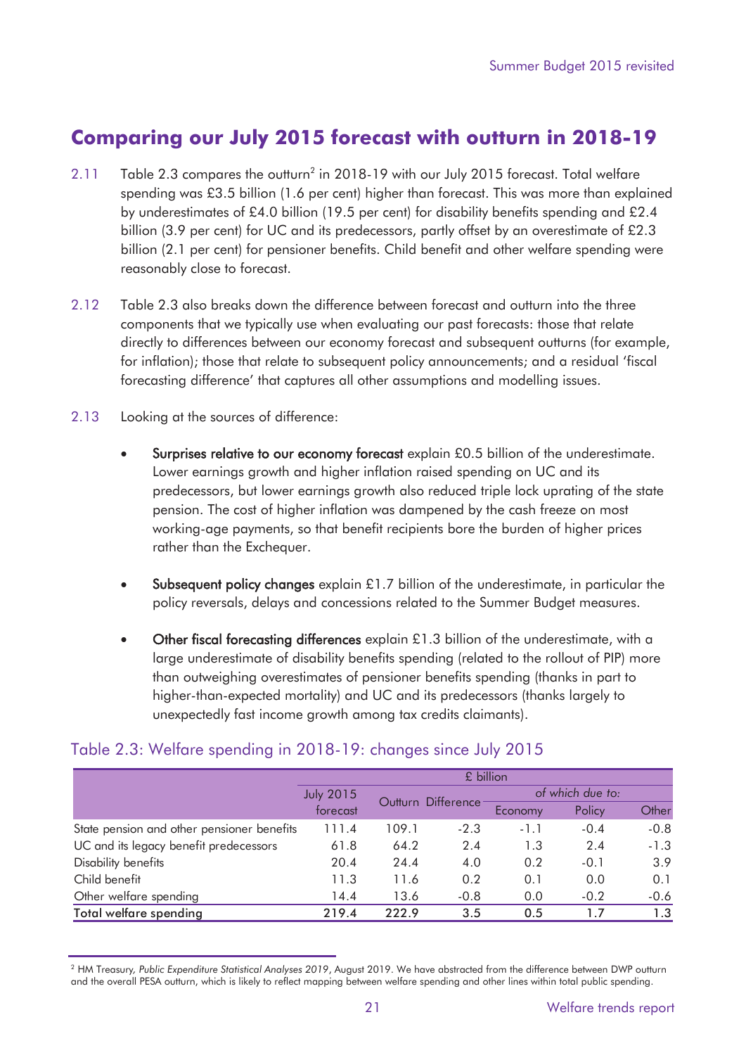## Comparing our July 2015 forecast with outturn in 2018-19

2.11 Table 2.3 compares the outturn[2] in 2018-19 with our July 2015 forecast. Total welfare spending was £3.5 billion (1.6 per cent) higher than forecast. This was more than explained by underestimates of £4.0 billion (19.5 per cent) for disability benefits spending and £2.4 billion (3.9 per cent) for UC and its predecessors, partly offset by an overestimate of £2.3 billion (2.1 per cent) for pensioner benefits. Child benefit and other welfare spending were reasonably close to forecast.

2.12 Table 2.3 also breaks down the difference between forecast and outturn into the three components that we typically use when evaluating our past forecasts: those that relate directly to differences between our economy forecast and subsequent outturns (for example, for inflation); those that relate to subsequent policy announcements; and a residual 'fiscal forecasting difference' that captures all other assumptions and modelling issues.

2.13 Looking at the sources of difference:

- **Surprises relative to our economy forecast** explain £0.5 billion of the underestimate. Lower earnings growth and higher inflation raised spending on UC and its predecessors, but lower earnings growth also reduced triple lock uprating of the state pension. The cost of higher inflation was dampened by the cash freeze on most working-age payments, so that benefit recipients bore the burden of higher prices rather than the Exchequer.

- **Subsequent policy changes** explain £1.7 billion of the underestimate, in particular the policy reversals, delays and concessions related to the Summer Budget measures.

- **Other fiscal forecasting differences** explain £1.3 billion of the underestimate, with a large underestimate of disability benefits spending (related to the rollout of PIP) more than outweighing overestimates of pensioner benefits spending (thanks in part to higher-than-expected mortality) and UC and its predecessors (thanks largely to unexpectedly fast income growth among tax credits claimants).

### Table 2.3: Welfare spending in 2018-19: changes since July 2015

| | £ billion | | | | | |
|---|---|---|---|---|---|---|
| | July 2015 forecast | Outturn | Difference | *of which due to:* | | |
| | | | | Economy | Policy | Other |
| State pension and other pensioner benefits | 111.4 | 109.1 | -2.3 | -1.1 | -0.4 | -0.8 |
| UC and its legacy benefit predecessors | 61.8 | 64.2 | 2.4 | 1.3 | 2.4 | -1.3 |
| Disability benefits | 20.4 | 24.4 | 4.0 | 0.2 | -0.1 | 3.9 |
| Child benefit | 11.3 | 11.6 | 0.2 | 0.1 | 0.0 | 0.1 |
| Other welfare spending | 14.4 | 13.6 | -0.8 | 0.0 | -0.2 | -0.6 |
| **Total welfare spending** | **219.4** | **222.9** | **3.5** | **0.5** | **1.7** | **1.3** |

[2] HM Treasury, *Public Expenditure Statistical Analyses 2019*, August 2019. We have abstracted from the difference between DWP outturn and the overall PESA outturn, which is likely to reflect mapping between welfare spending and other lines within total public spending.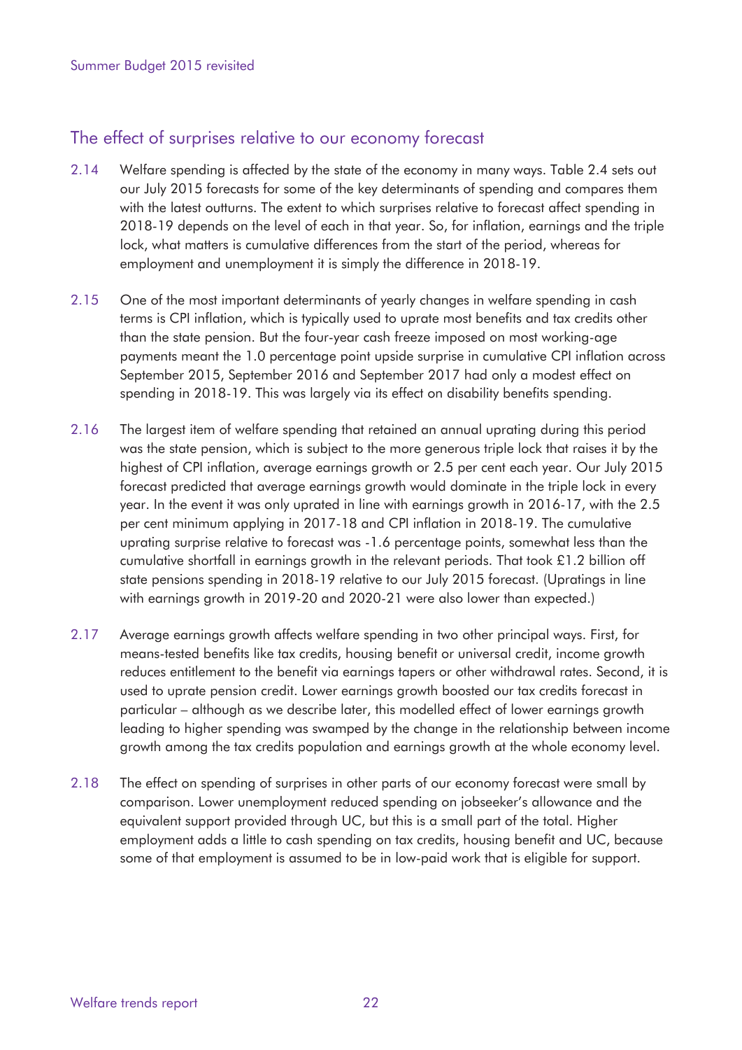## The effect of surprises relative to our economy forecast

2.14 Welfare spending is affected by the state of the economy in many ways. Table 2.4 sets out our July 2015 forecasts for some of the key determinants of spending and compares them with the latest outturns. The extent to which surprises relative to forecast affect spending in 2018-19 depends on the level of each in that year. So, for inflation, earnings and the triple lock, what matters is cumulative differences from the start of the period, whereas for employment and unemployment it is simply the difference in 2018-19.

2.15 One of the most important determinants of yearly changes in welfare spending in cash terms is CPI inflation, which is typically used to uprate most benefits and tax credits other than the state pension. But the four-year cash freeze imposed on most working-age payments meant the 1.0 percentage point upside surprise in cumulative CPI inflation across September 2015, September 2016 and September 2017 had only a modest effect on spending in 2018-19. This was largely via its effect on disability benefits spending.

2.16 The largest item of welfare spending that retained an annual uprating during this period was the state pension, which is subject to the more generous triple lock that raises it by the highest of CPI inflation, average earnings growth or 2.5 per cent each year. Our July 2015 forecast predicted that average earnings growth would dominate in the triple lock in every year. In the event it was only uprated in line with earnings growth in 2016-17, with the 2.5 per cent minimum applying in 2017-18 and CPI inflation in 2018-19. The cumulative uprating surprise relative to forecast was -1.6 percentage points, somewhat less than the cumulative shortfall in earnings growth in the relevant periods. That took £1.2 billion off state pensions spending in 2018-19 relative to our July 2015 forecast. (Upratings in line with earnings growth in 2019-20 and 2020-21 were also lower than expected.)

2.17 Average earnings growth affects welfare spending in two other principal ways. First, for means-tested benefits like tax credits, housing benefit or universal credit, income growth reduces entitlement to the benefit via earnings tapers or other withdrawal rates. Second, it is used to uprate pension credit. Lower earnings growth boosted our tax credits forecast in particular – although as we describe later, this modelled effect of lower earnings growth leading to higher spending was swamped by the change in the relationship between income growth among the tax credits population and earnings growth at the whole economy level.

2.18 The effect on spending of surprises in other parts of our economy forecast were small by comparison. Lower unemployment reduced spending on jobseeker's allowance and the equivalent support provided through UC, but this is a small part of the total. Higher employment adds a little to cash spending on tax credits, housing benefit and UC, because some of that employment is assumed to be in low-paid work that is eligible for support.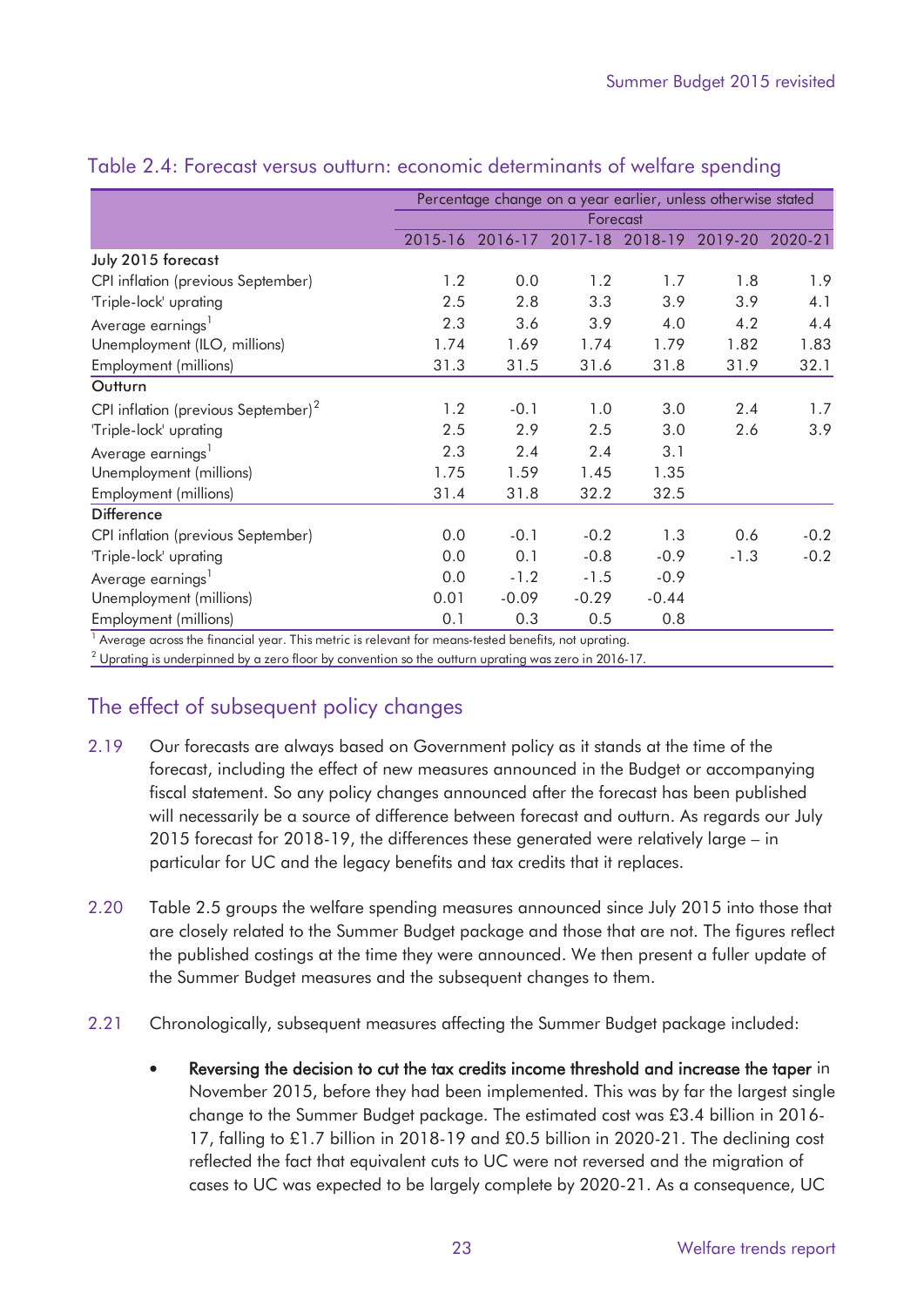## Table 2.4: Forecast versus outturn: economic determinants of welfare spending

| | Percentage change on a year earlier, unless otherwise stated | | | | | |
|---|---|---|---|---|---|---|
| | Forecast | | | | | |
| | 2015-16 | 2016-17 | 2017-18 | 2018-19 | 2019-20 | 2020-21 |
| **July 2015 forecast** | | | | | | |
| CPI inflation (previous September) | 1.2 | 0.0 | 1.2 | 1.7 | 1.8 | 1.9 |
| 'Triple-lock' uprating | 2.5 | 2.8 | 3.3 | 3.9 | 3.9 | 4.1 |
| Average earnings[1] | 2.3 | 3.6 | 3.9 | 4.0 | 4.2 | 4.4 |
| Unemployment (ILO, millions) | 1.74 | 1.69 | 1.74 | 1.79 | 1.82 | 1.83 |
| Employment (millions) | 31.3 | 31.5 | 31.6 | 31.8 | 31.9 | 32.1 |
| **Outturn** | | | | | | |
| CPI inflation (previous September)[2] | 1.2 | -0.1 | 1.0 | 3.0 | 2.4 | 1.7 |
| 'Triple-lock' uprating | 2.5 | 2.9 | 2.5 | 3.0 | 2.6 | 3.9 |
| Average earnings[1] | 2.3 | 2.4 | 2.4 | 3.1 | | |
| Unemployment (millions) | 1.75 | 1.59 | 1.45 | 1.35 | | |
| Employment (millions) | 31.4 | 31.8 | 32.2 | 32.5 | | |
| **Difference** | | | | | | |
| CPI inflation (previous September) | 0.0 | -0.1 | -0.2 | 1.3 | 0.6 | -0.2 |
| 'Triple-lock' uprating | 0.0 | 0.1 | -0.8 | -0.9 | -1.3 | -0.2 |
| Average earnings[1] | 0.0 | -1.2 | -1.5 | -0.9 | | |
| Unemployment (millions) | 0.01 | -0.09 | -0.29 | -0.44 | | |
| Employment (millions) | 0.1 | 0.3 | 0.5 | 0.8 | | |

[1] Average across the financial year. This metric is relevant for means-tested benefits, not uprating.

[2] Uprating is underpinned by a zero floor by convention so the outturn uprating was zero in 2016-17.

## The effect of subsequent policy changes

2.19 Our forecasts are always based on Government policy as it stands at the time of the forecast, including the effect of new measures announced in the Budget or accompanying fiscal statement. So any policy changes announced after the forecast has been published will necessarily be a source of difference between forecast and outturn. As regards our July 2015 forecast for 2018-19, the differences these generated were relatively large – in particular for UC and the legacy benefits and tax credits that it replaces.

2.20 Table 2.5 groups the welfare spending measures announced since July 2015 into those that are closely related to the Summer Budget package and those that are not. The figures reflect the published costings at the time they were announced. We then present a fuller update of the Summer Budget measures and the subsequent changes to them.

2.21 Chronologically, subsequent measures affecting the Summer Budget package included:

- **Reversing the decision to cut the tax credits income threshold and increase the taper** in November 2015, before they had been implemented. This was by far the largest single change to the Summer Budget package. The estimated cost was £3.4 billion in 2016-17, falling to £1.7 billion in 2018-19 and £0.5 billion in 2020-21. The declining cost reflected the fact that equivalent cuts to UC were not reversed and the migration of cases to UC was expected to be largely complete by 2020-21. As a consequence, UC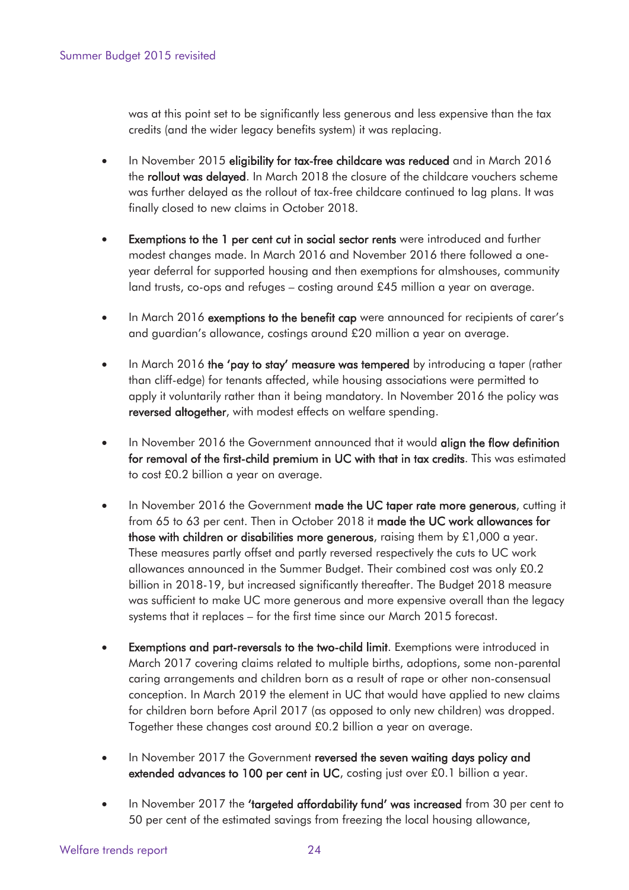was at this point set to be significantly less generous and less expensive than the tax credits (and the wider legacy benefits system) it was replacing.

- In November 2015 **eligibility for tax-free childcare was reduced** and in March 2016 the **rollout was delayed**. In March 2018 the closure of the childcare vouchers scheme was further delayed as the rollout of tax-free childcare continued to lag plans. It was finally closed to new claims in October 2018.

- **Exemptions to the 1 per cent cut in social sector rents** were introduced and further modest changes made. In March 2016 and November 2016 there followed a one-year deferral for supported housing and then exemptions for almshouses, community land trusts, co-ops and refuges – costing around £45 million a year on average.

- In March 2016 **exemptions to the benefit cap** were announced for recipients of carer's and guardian's allowance, costings around £20 million a year on average.

- In March 2016 **the 'pay to stay' measure was tempered** by introducing a taper (rather than cliff-edge) for tenants affected, while housing associations were permitted to apply it voluntarily rather than it being mandatory. In November 2016 the policy was **reversed altogether**, with modest effects on welfare spending.

- In November 2016 the Government announced that it would **align the flow definition for removal of the first-child premium in UC with that in tax credits**. This was estimated to cost £0.2 billion a year on average.

- In November 2016 the Government **made the UC taper rate more generous**, cutting it from 65 to 63 per cent. Then in October 2018 it **made the UC work allowances for those with children or disabilities more generous**, raising them by £1,000 a year. These measures partly offset and partly reversed respectively the cuts to UC work allowances announced in the Summer Budget. Their combined cost was only £0.2 billion in 2018-19, but increased significantly thereafter. The Budget 2018 measure was sufficient to make UC more generous and more expensive overall than the legacy systems that it replaces – for the first time since our March 2015 forecast.

- **Exemptions and part-reversals to the two-child limit**. Exemptions were introduced in March 2017 covering claims related to multiple births, adoptions, some non-parental caring arrangements and children born as a result of rape or other non-consensual conception. In March 2019 the element in UC that would have applied to new claims for children born before April 2017 (as opposed to only new children) was dropped. Together these changes cost around £0.2 billion a year on average.

- In November 2017 the Government **reversed the seven waiting days policy and extended advances to 100 per cent in UC**, costing just over £0.1 billion a year.

- In November 2017 the **'targeted affordability fund' was increased** from 30 per cent to 50 per cent of the estimated savings from freezing the local housing allowance,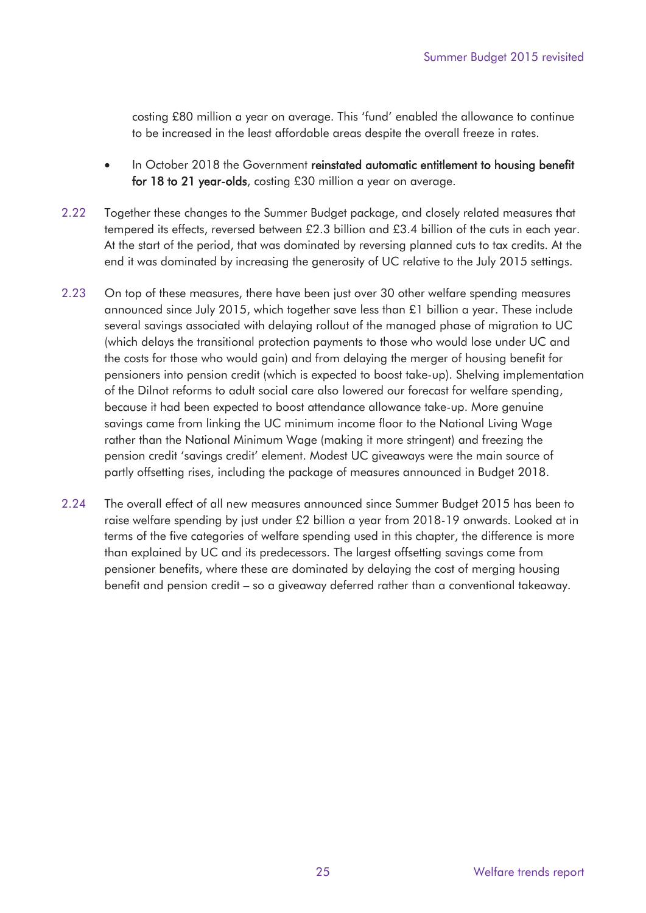costing £80 million a year on average. This 'fund' enabled the allowance to continue to be increased in the least affordable areas despite the overall freeze in rates.

- In October 2018 the Government **reinstated automatic entitlement to housing benefit for 18 to 21 year-olds**, costing £30 million a year on average.

2.22 Together these changes to the Summer Budget package, and closely related measures that tempered its effects, reversed between £2.3 billion and £3.4 billion of the cuts in each year. At the start of the period, that was dominated by reversing planned cuts to tax credits. At the end it was dominated by increasing the generosity of UC relative to the July 2015 settings.

2.23 On top of these measures, there have been just over 30 other welfare spending measures announced since July 2015, which together save less than £1 billion a year. These include several savings associated with delaying rollout of the managed phase of migration to UC (which delays the transitional protection payments to those who would lose under UC and the costs for those who would gain) and from delaying the merger of housing benefit for pensioners into pension credit (which is expected to boost take-up). Shelving implementation of the Dilnot reforms to adult social care also lowered our forecast for welfare spending, because it had been expected to boost attendance allowance take-up. More genuine savings came from linking the UC minimum income floor to the National Living Wage rather than the National Minimum Wage (making it more stringent) and freezing the pension credit 'savings credit' element. Modest UC giveaways were the main source of partly offsetting rises, including the package of measures announced in Budget 2018.

2.24 The overall effect of all new measures announced since Summer Budget 2015 has been to raise welfare spending by just under £2 billion a year from 2018-19 onwards. Looked at in terms of the five categories of welfare spending used in this chapter, the difference is more than explained by UC and its predecessors. The largest offsetting savings come from pensioner benefits, where these are dominated by delaying the cost of merging housing benefit and pension credit – so a giveaway deferred rather than a conventional takeaway.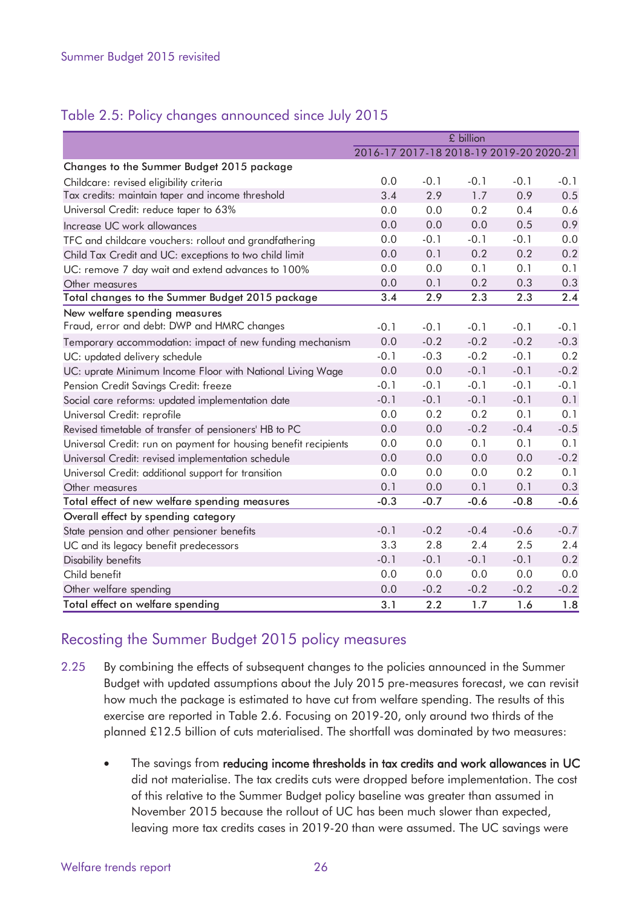## Table 2.5: Policy changes announced since July 2015

| | £ billion | | | | |
|---|---|---|---|---|---|
| | 2016-17 | 2017-18 | 2018-19 | 2019-20 | 2020-21 |
| **Changes to the Summer Budget 2015 package** | | | | | |
| Childcare: revised eligibility criteria | 0.0 | -0.1 | -0.1 | -0.1 | -0.1 |
| Tax credits: maintain taper and income threshold | 3.4 | 2.9 | 1.7 | 0.9 | 0.5 |
| Universal Credit: reduce taper to 63% | 0.0 | 0.0 | 0.2 | 0.4 | 0.6 |
| Increase UC work allowances | 0.0 | 0.0 | 0.0 | 0.5 | 0.9 |
| TFC and childcare vouchers: rollout and grandfathering | 0.0 | -0.1 | -0.1 | -0.1 | 0.0 |
| Child Tax Credit and UC: exceptions to two child limit | 0.0 | 0.1 | 0.2 | 0.2 | 0.2 |
| UC: remove 7 day wait and extend advances to 100% | 0.0 | 0.0 | 0.1 | 0.1 | 0.1 |
| Other measures | 0.0 | 0.1 | 0.2 | 0.3 | 0.3 |
| **Total changes to the Summer Budget 2015 package** | **3.4** | **2.9** | **2.3** | **2.3** | **2.4** |
| **New welfare spending measures** | | | | | |
| Fraud, error and debt: DWP and HMRC changes | -0.1 | -0.1 | -0.1 | -0.1 | -0.1 |
| Temporary accommodation: impact of new funding mechanism | 0.0 | -0.2 | -0.2 | -0.2 | -0.3 |
| UC: updated delivery schedule | -0.1 | -0.3 | -0.2 | -0.1 | 0.2 |
| UC: uprate Minimum Income Floor with National Living Wage | 0.0 | 0.0 | -0.1 | -0.1 | -0.2 |
| Pension Credit Savings Credit: freeze | -0.1 | -0.1 | -0.1 | -0.1 | -0.1 |
| Social care reforms: updated implementation date | -0.1 | -0.1 | -0.1 | -0.1 | 0.1 |
| Universal Credit: reprofile | 0.0 | 0.2 | 0.2 | 0.1 | 0.1 |
| Revised timetable of transfer of pensioners' HB to PC | 0.0 | 0.0 | -0.2 | -0.4 | -0.5 |
| Universal Credit: run on payment for housing benefit recipients | 0.0 | 0.0 | 0.1 | 0.1 | 0.1 |
| Universal Credit: revised implementation schedule | 0.0 | 0.0 | 0.0 | 0.0 | -0.2 |
| Universal Credit: additional support for transition | 0.0 | 0.0 | 0.0 | 0.2 | 0.1 |
| Other measures | 0.1 | 0.0 | 0.1 | 0.1 | 0.3 |
| **Total effect of new welfare spending measures** | **-0.3** | **-0.7** | **-0.6** | **-0.8** | **-0.6** |
| **Overall effect by spending category** | | | | | |
| State pension and other pensioner benefits | -0.1 | -0.2 | -0.4 | -0.6 | -0.7 |
| UC and its legacy benefit predecessors | 3.3 | 2.8 | 2.4 | 2.5 | 2.4 |
| Disability benefits | -0.1 | -0.1 | -0.1 | -0.1 | 0.2 |
| Child benefit | 0.0 | 0.0 | 0.0 | 0.0 | 0.0 |
| Other welfare spending | 0.0 | -0.2 | -0.2 | -0.2 | -0.2 |
| **Total effect on welfare spending** | **3.1** | **2.2** | **1.7** | **1.6** | **1.8** |

## Recosting the Summer Budget 2015 policy measures

2.25 By combining the effects of subsequent changes to the policies announced in the Summer Budget with updated assumptions about the July 2015 pre-measures forecast, we can revisit how much the package is estimated to have cut from welfare spending. The results of this exercise are reported in Table 2.6. Focusing on 2019-20, only around two thirds of the planned £12.5 billion of cuts materialised. The shortfall was dominated by two measures:

- The savings from **reducing income thresholds in tax credits and work allowances in UC** did not materialise. The tax credits cuts were dropped before implementation. The cost of this relative to the Summer Budget policy baseline was greater than assumed in November 2015 because the rollout of UC has been much slower than expected, leaving more tax credits cases in 2019-20 than were assumed. The UC savings were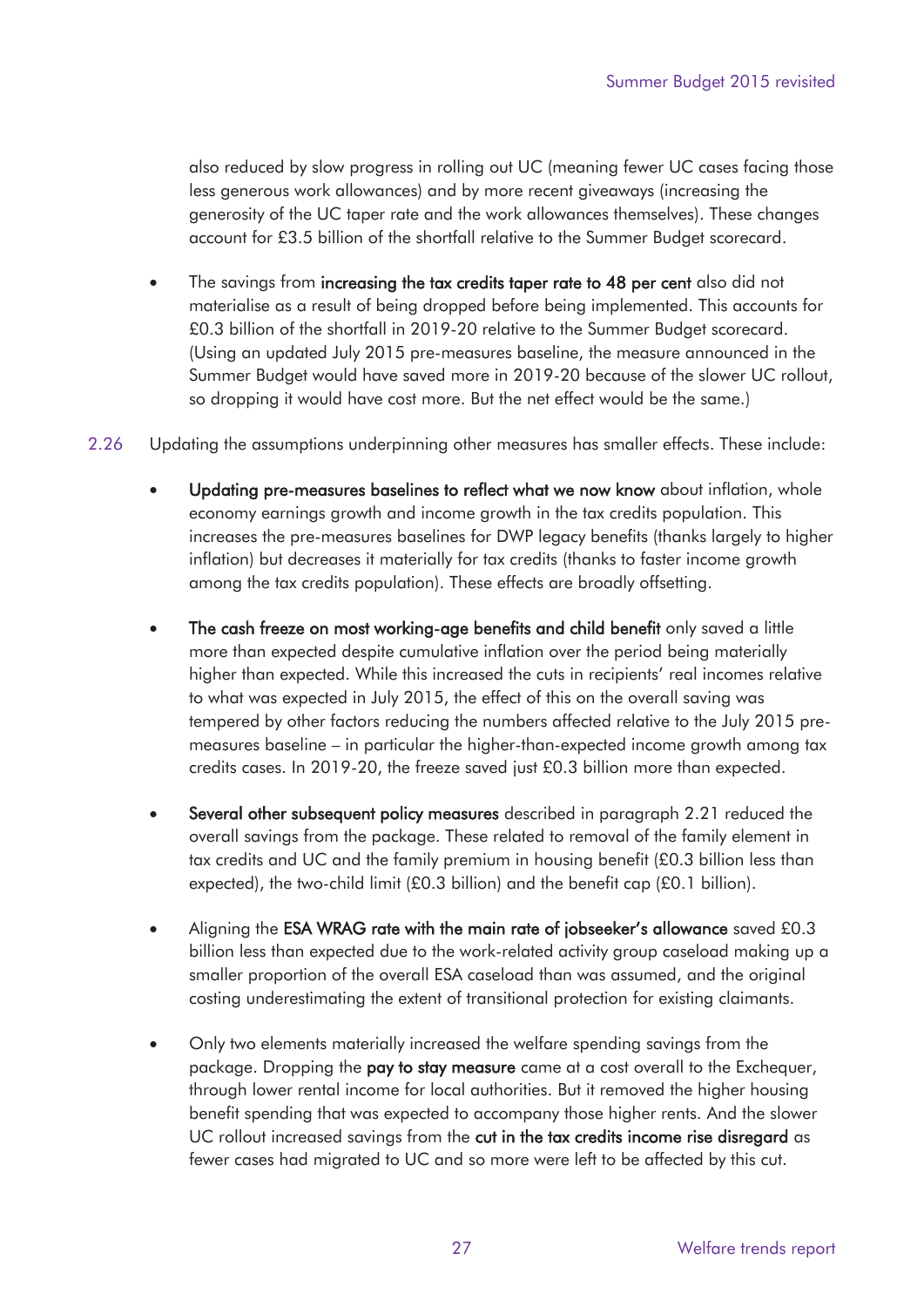also reduced by slow progress in rolling out UC (meaning fewer UC cases facing those less generous work allowances) and by more recent giveaways (increasing the generosity of the UC taper rate and the work allowances themselves). These changes account for £3.5 billion of the shortfall relative to the Summer Budget scorecard.

- The savings from **increasing the tax credits taper rate to 48 per cent** also did not materialise as a result of being dropped before being implemented. This accounts for £0.3 billion of the shortfall in 2019-20 relative to the Summer Budget scorecard. (Using an updated July 2015 pre-measures baseline, the measure announced in the Summer Budget would have saved more in 2019-20 because of the slower UC rollout, so dropping it would have cost more. But the net effect would be the same.)

2.26 Updating the assumptions underpinning other measures has smaller effects. These include:

- **Updating pre-measures baselines to reflect what we now know** about inflation, whole economy earnings growth and income growth in the tax credits population. This increases the pre-measures baselines for DWP legacy benefits (thanks largely to higher inflation) but decreases it materially for tax credits (thanks to faster income growth among the tax credits population). These effects are broadly offsetting.

- **The cash freeze on most working-age benefits and child benefit** only saved a little more than expected despite cumulative inflation over the period being materially higher than expected. While this increased the cuts in recipients' real incomes relative to what was expected in July 2015, the effect of this on the overall saving was tempered by other factors reducing the numbers affected relative to the July 2015 pre-measures baseline – in particular the higher-than-expected income growth among tax credits cases. In 2019-20, the freeze saved just £0.3 billion more than expected.

- **Several other subsequent policy measures** described in paragraph 2.21 reduced the overall savings from the package. These related to removal of the family element in tax credits and UC and the family premium in housing benefit (£0.3 billion less than expected), the two-child limit (£0.3 billion) and the benefit cap (£0.1 billion).

- Aligning the **ESA WRAG rate with the main rate of jobseeker's allowance** saved £0.3 billion less than expected due to the work-related activity group caseload making up a smaller proportion of the overall ESA caseload than was assumed, and the original costing underestimating the extent of transitional protection for existing claimants.

- Only two elements materially increased the welfare spending savings from the package. Dropping the **pay to stay measure** came at a cost overall to the Exchequer, through lower rental income for local authorities. But it removed the higher housing benefit spending that was expected to accompany those higher rents. And the slower UC rollout increased savings from the **cut in the tax credits income rise disregard** as fewer cases had migrated to UC and so more were left to be affected by this cut.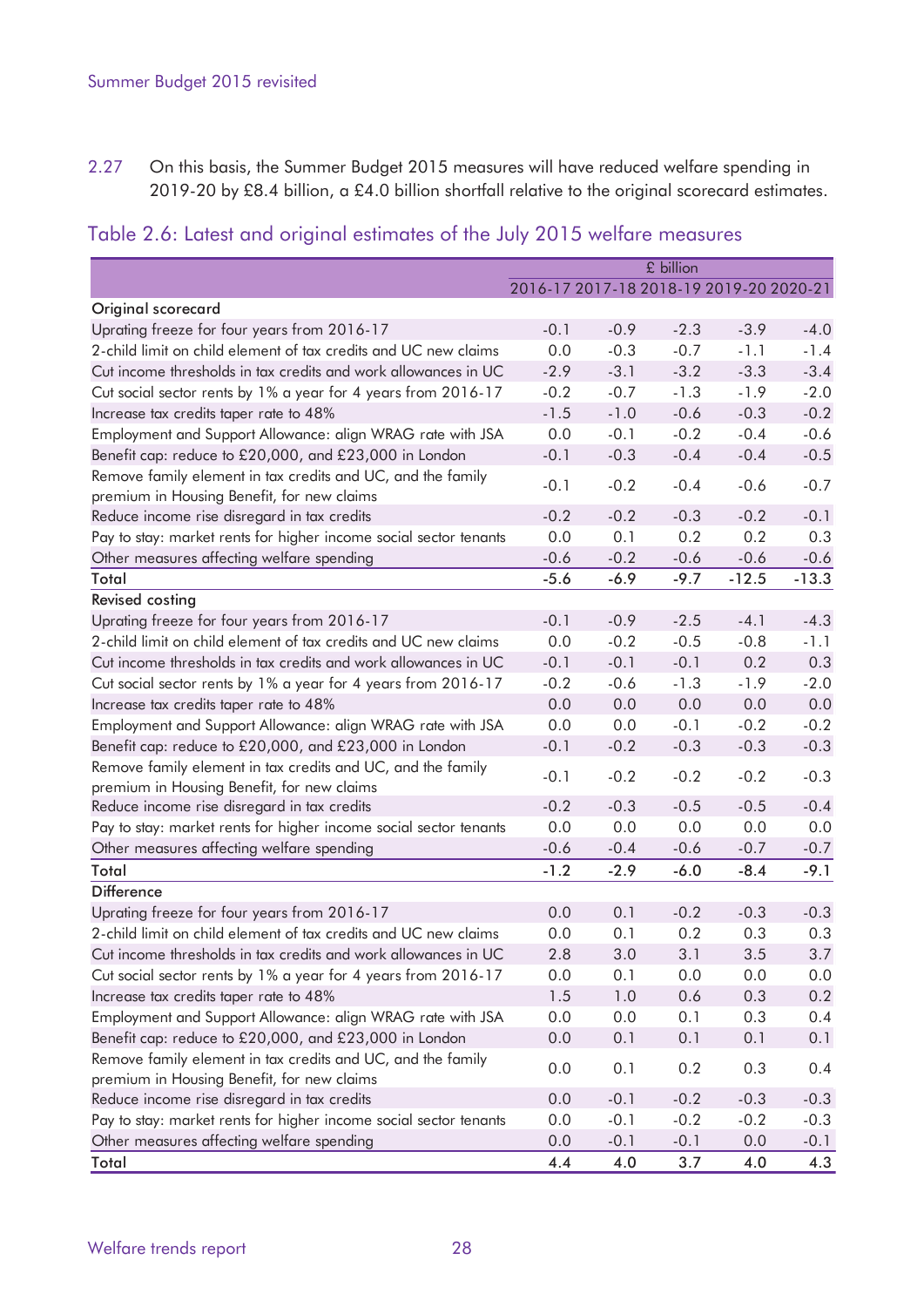2.27 On this basis, the Summer Budget 2015 measures will have reduced welfare spending in 2019-20 by £8.4 billion, a £4.0 billion shortfall relative to the original scorecard estimates.

## Table 2.6: Latest and original estimates of the July 2015 welfare measures

| | £ billion | | | | |
|---|---|---|---|---|---|
| | 2016-17 | 2017-18 | 2018-19 | 2019-20 | 2020-21 |
| **Original scorecard** | | | | | |
| Uprating freeze for four years from 2016-17 | -0.1 | -0.9 | -2.3 | -3.9 | -4.0 |
| 2-child limit on child element of tax credits and UC new claims | 0.0 | -0.3 | -0.7 | -1.1 | -1.4 |
| Cut income thresholds in tax credits and work allowances in UC | -2.9 | -3.1 | -3.2 | -3.3 | -3.4 |
| Cut social sector rents by 1% a year for 4 years from 2016-17 | -0.2 | -0.7 | -1.3 | -1.9 | -2.0 |
| Increase tax credits taper rate to 48% | -1.5 | -1.0 | -0.6 | -0.3 | -0.2 |
| Employment and Support Allowance: align WRAG rate with JSA | 0.0 | -0.1 | -0.2 | -0.4 | -0.6 |
| Benefit cap: reduce to £20,000, and £23,000 in London | -0.1 | -0.3 | -0.4 | -0.4 | -0.5 |
| Remove family element in tax credits and UC, and the family premium in Housing Benefit, for new claims | -0.1 | -0.2 | -0.4 | -0.6 | -0.7 |
| Reduce income rise disregard in tax credits | -0.2 | -0.2 | -0.3 | -0.2 | -0.1 |
| Pay to stay: market rents for higher income social sector tenants | 0.0 | 0.1 | 0.2 | 0.2 | 0.3 |
| Other measures affecting welfare spending | -0.6 | -0.2 | -0.6 | -0.6 | -0.6 |
| **Total** | **-5.6** | **-6.9** | **-9.7** | **-12.5** | **-13.3** |
| **Revised costing** | | | | | |
| Uprating freeze for four years from 2016-17 | -0.1 | -0.9 | -2.5 | -4.1 | -4.3 |
| 2-child limit on child element of tax credits and UC new claims | 0.0 | -0.2 | -0.5 | -0.8 | -1.1 |
| Cut income thresholds in tax credits and work allowances in UC | -0.1 | -0.1 | -0.1 | 0.2 | 0.3 |
| Cut social sector rents by 1% a year for 4 years from 2016-17 | -0.2 | -0.6 | -1.3 | -1.9 | -2.0 |
| Increase tax credits taper rate to 48% | 0.0 | 0.0 | 0.0 | 0.0 | 0.0 |
| Employment and Support Allowance: align WRAG rate with JSA | 0.0 | 0.0 | -0.1 | -0.2 | -0.2 |
| Benefit cap: reduce to £20,000, and £23,000 in London | -0.1 | -0.2 | -0.3 | -0.3 | -0.3 |
| Remove family element in tax credits and UC, and the family premium in Housing Benefit, for new claims | -0.1 | -0.2 | -0.2 | -0.2 | -0.3 |
| Reduce income rise disregard in tax credits | -0.2 | -0.3 | -0.5 | -0.5 | -0.4 |
| Pay to stay: market rents for higher income social sector tenants | 0.0 | 0.0 | 0.0 | 0.0 | 0.0 |
| Other measures affecting welfare spending | -0.6 | -0.4 | -0.6 | -0.7 | -0.7 |
| **Total** | **-1.2** | **-2.9** | **-6.0** | **-8.4** | **-9.1** |
| **Difference** | | | | | |
| Uprating freeze for four years from 2016-17 | 0.0 | 0.1 | -0.2 | -0.3 | -0.3 |
| 2-child limit on child element of tax credits and UC new claims | 0.0 | 0.1 | 0.2 | 0.3 | 0.3 |
| Cut income thresholds in tax credits and work allowances in UC | 2.8 | 3.0 | 3.1 | 3.5 | 3.7 |
| Cut social sector rents by 1% a year for 4 years from 2016-17 | 0.0 | 0.1 | 0.0 | 0.0 | 0.0 |
| Increase tax credits taper rate to 48% | 1.5 | 1.0 | 0.6 | 0.3 | 0.2 |
| Employment and Support Allowance: align WRAG rate with JSA | 0.0 | 0.0 | 0.1 | 0.3 | 0.4 |
| Benefit cap: reduce to £20,000, and £23,000 in London | 0.0 | 0.1 | 0.1 | 0.1 | 0.1 |
| Remove family element in tax credits and UC, and the family premium in Housing Benefit, for new claims | 0.0 | 0.1 | 0.2 | 0.3 | 0.4 |
| Reduce income rise disregard in tax credits | 0.0 | -0.1 | -0.2 | -0.3 | -0.3 |
| Pay to stay: market rents for higher income social sector tenants | 0.0 | -0.1 | -0.2 | -0.2 | -0.3 |
| Other measures affecting welfare spending | 0.0 | -0.1 | -0.1 | 0.0 | -0.1 |
| **Total** | **4.4** | **4.0** | **3.7** | **4.0** | **4.3** |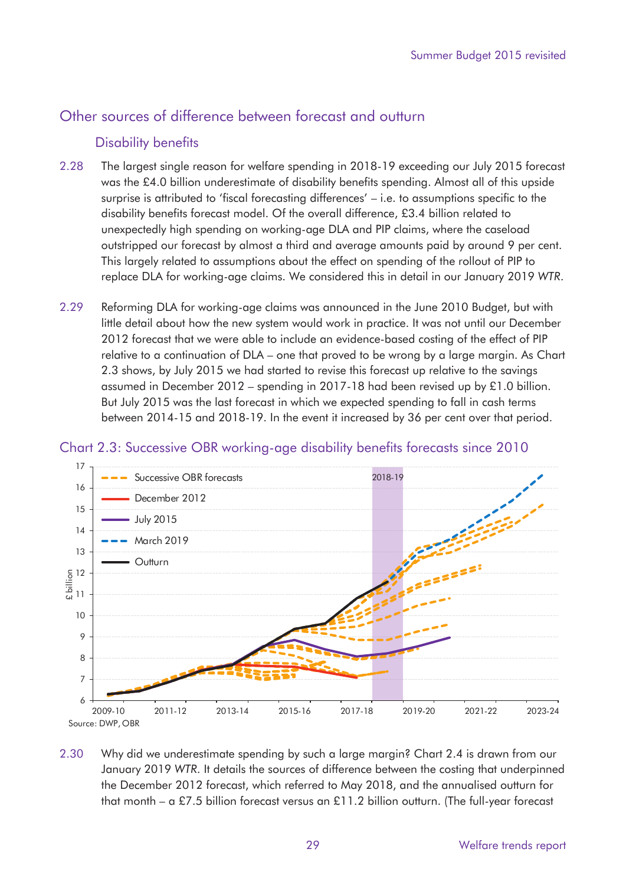## Other sources of difference between forecast and outturn

### Disability benefits

2.28 The largest single reason for welfare spending in 2018-19 exceeding our July 2015 forecast was the £4.0 billion underestimate of disability benefits spending. Almost all of this upside surprise is attributed to 'fiscal forecasting differences' – i.e. to assumptions specific to the disability benefits forecast model. Of the overall difference, £3.4 billion related to unexpectedly high spending on working-age DLA and PIP claims, where the caseload outstripped our forecast by almost a third and average amounts paid by around 9 per cent. This largely related to assumptions about the effect on spending of the rollout of PIP to replace DLA for working-age claims. We considered this in detail in our January 2019 *WTR*.

2.29 Reforming DLA for working-age claims was announced in the June 2010 Budget, but with little detail about how the new system would work in practice. It was not until our December 2012 forecast that we were able to include an evidence-based costing of the effect of PIP relative to a continuation of DLA – one that proved to be wrong by a large margin. As Chart 2.3 shows, by July 2015 we had started to revise this forecast up relative to the savings assumed in December 2012 – spending in 2017-18 had been revised up by £1.0 billion. But July 2015 was the last forecast in which we expected spending to fall in cash terms between 2014-15 and 2018-19. In the event it increased by 36 per cent over that period.

Chart 2.3: Successive OBR working-age disability benefits forecasts since 2010

Source: DWP, OBR

2.30 Why did we underestimate spending by such a large margin? Chart 2.4 is drawn from our January 2019 *WTR*. It details the sources of difference between the costing that underpinned the December 2012 forecast, which referred to May 2018, and the annualised outturn for that month – a £7.5 billion forecast versus an £11.2 billion outturn. (The full-year forecast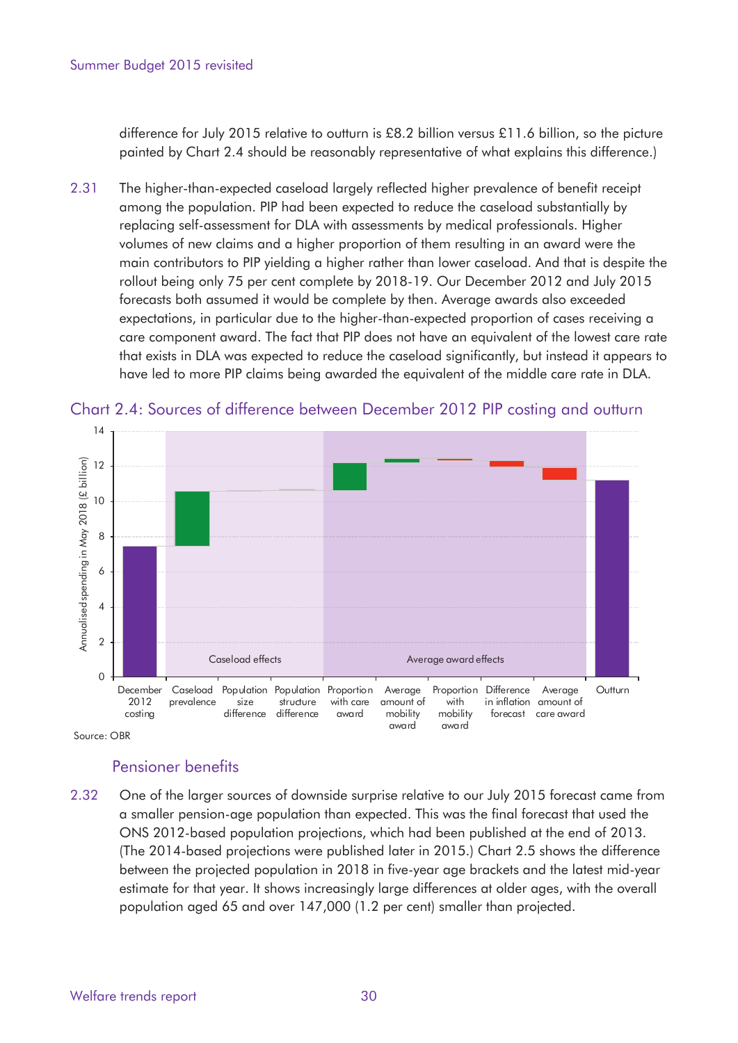difference for July 2015 relative to outturn is £8.2 billion versus £11.6 billion, so the picture painted by Chart 2.4 should be reasonably representative of what explains this difference.)

2.31 The higher-than-expected caseload largely reflected higher prevalence of benefit receipt among the population. PIP had been expected to reduce the caseload substantially by replacing self-assessment for DLA with assessments by medical professionals. Higher volumes of new claims and a higher proportion of them resulting in an award were the main contributors to PIP yielding a higher rather than lower caseload. And that is despite the rollout being only 75 per cent complete by 2018-19. Our December 2012 and July 2015 forecasts both assumed it would be complete by then. Average awards also exceeded expectations, in particular due to the higher-than-expected proportion of cases receiving a care component award. The fact that PIP does not have an equivalent of the lowest care rate that exists in DLA was expected to reduce the caseload significantly, but instead it appears to have led to more PIP claims being awarded the equivalent of the middle care rate in DLA.

## Chart 2.4: Sources of difference between December 2012 PIP costing and outturn

Source: OBR

### Pensioner benefits

2.32 One of the larger sources of downside surprise relative to our July 2015 forecast came from a smaller pension-age population than expected. This was the final forecast that used the ONS 2012-based population projections, which had been published at the end of 2013. (The 2014-based projections were published later in 2015.) Chart 2.5 shows the difference between the projected population in 2018 in five-year age brackets and the latest mid-year estimate for that year. It shows increasingly large differences at older ages, with the overall population aged 65 and over 147,000 (1.2 per cent) smaller than projected.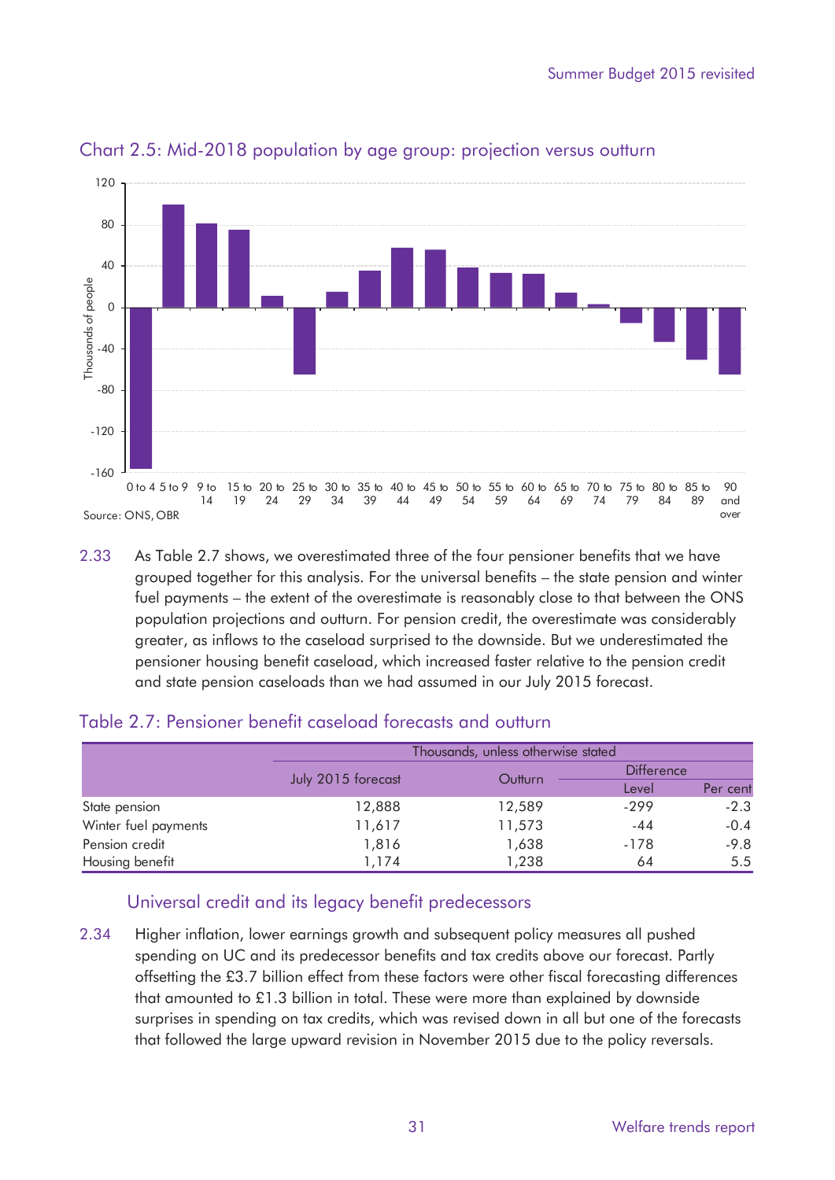Chart 2.5: Mid-2018 population by age group: projection versus outturn

Source: ONS, OBR

2.33 As Table 2.7 shows, we overestimated three of the four pensioner benefits that we have grouped together for this analysis. For the universal benefits – the state pension and winter fuel payments – the extent of the overestimate is reasonably close to that between the ONS population projections and outturn. For pension credit, the overestimate was considerably greater, as inflows to the caseload surprised to the downside. But we underestimated the pensioner housing benefit caseload, which increased faster relative to the pension credit and state pension caseloads than we had assumed in our July 2015 forecast.

Table 2.7: Pensioner benefit caseload forecasts and outturn

| | Thousands, unless otherwise stated | | | |
|---|---|---|---|---|
| | July 2015 forecast | Outturn | Difference | |
| | | | Level | Per cent |
| State pension | 12,888 | 12,589 | -299 | -2.3 |
| Winter fuel payments | 11,617 | 11,573 | -44 | -0.4 |
| Pension credit | 1,816 | 1,638 | -178 | -9.8 |
| Housing benefit | 1,174 | 1,238 | 64 | 5.5 |

### Universal credit and its legacy benefit predecessors

2.34 Higher inflation, lower earnings growth and subsequent policy measures all pushed spending on UC and its predecessor benefits and tax credits above our forecast. Partly offsetting the £3.7 billion effect from these factors were other fiscal forecasting differences that amounted to £1.3 billion in total. These were more than explained by downside surprises in spending on tax credits, which was revised down in all but one of the forecasts that followed the large upward revision in November 2015 due to the policy reversals.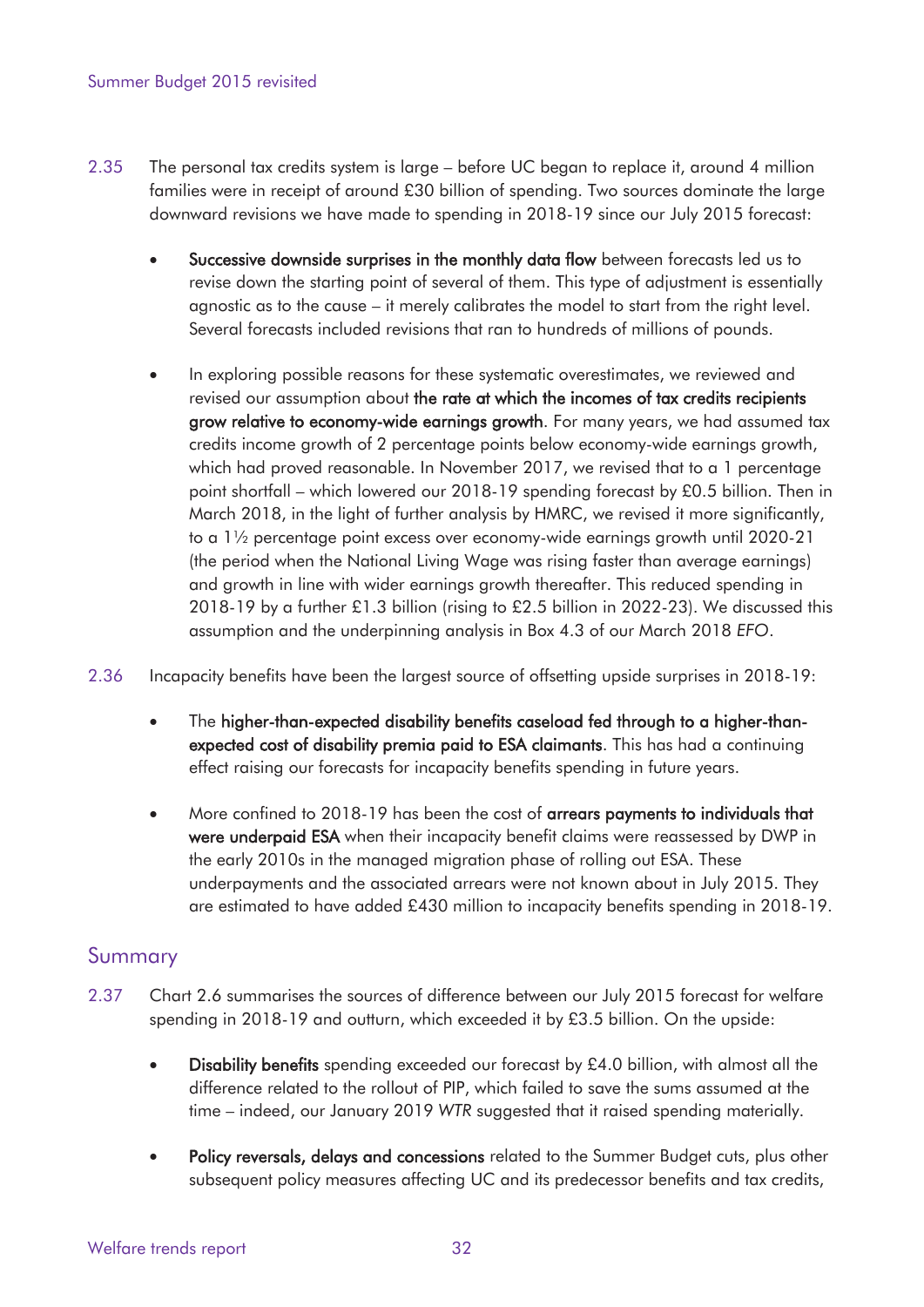2.35 The personal tax credits system is large – before UC began to replace it, around 4 million families were in receipt of around £30 billion of spending. Two sources dominate the large downward revisions we have made to spending in 2018-19 since our July 2015 forecast:

- **Successive downside surprises in the monthly data flow** between forecasts led us to revise down the starting point of several of them. This type of adjustment is essentially agnostic as to the cause – it merely calibrates the model to start from the right level. Several forecasts included revisions that ran to hundreds of millions of pounds.

- In exploring possible reasons for these systematic overestimates, we reviewed and revised our assumption about **the rate at which the incomes of tax credits recipients grow relative to economy-wide earnings growth**. For many years, we had assumed tax credits income growth of 2 percentage points below economy-wide earnings growth, which had proved reasonable. In November 2017, we revised that to a 1 percentage point shortfall – which lowered our 2018-19 spending forecast by £0.5 billion. Then in March 2018, in the light of further analysis by HMRC, we revised it more significantly, to a 1½ percentage point excess over economy-wide earnings growth until 2020-21 (the period when the National Living Wage was rising faster than average earnings) and growth in line with wider earnings growth thereafter. This reduced spending in 2018-19 by a further £1.3 billion (rising to £2.5 billion in 2022-23). We discussed this assumption and the underpinning analysis in Box 4.3 of our March 2018 *EFO*.

2.36 Incapacity benefits have been the largest source of offsetting upside surprises in 2018-19:

- The **higher-than-expected disability benefits caseload fed through to a higher-than-expected cost of disability premia paid to ESA claimants**. This has had a continuing effect raising our forecasts for incapacity benefits spending in future years.

- More confined to 2018-19 has been the cost of **arrears payments to individuals that were underpaid ESA** when their incapacity benefit claims were reassessed by DWP in the early 2010s in the managed migration phase of rolling out ESA. These underpayments and the associated arrears were not known about in July 2015. They are estimated to have added £430 million to incapacity benefits spending in 2018-19.

## Summary

2.37 Chart 2.6 summarises the sources of difference between our July 2015 forecast for welfare spending in 2018-19 and outturn, which exceeded it by £3.5 billion. On the upside:

- **Disability benefits** spending exceeded our forecast by £4.0 billion, with almost all the difference related to the rollout of PIP, which failed to save the sums assumed at the time – indeed, our January 2019 *WTR* suggested that it raised spending materially.

- **Policy reversals, delays and concessions** related to the Summer Budget cuts, plus other subsequent policy measures affecting UC and its predecessor benefits and tax credits,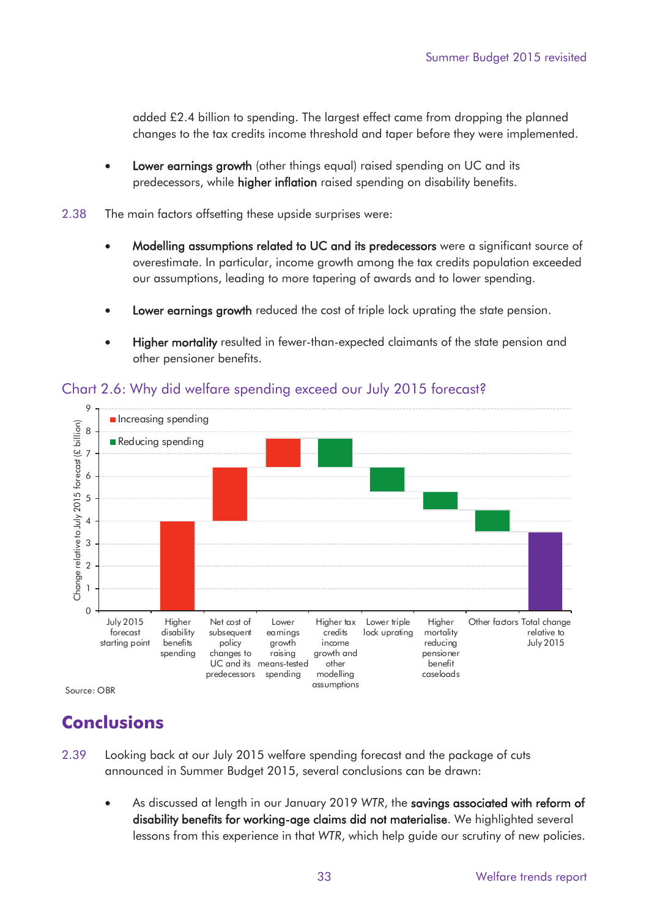added £2.4 billion to spending. The largest effect came from dropping the planned changes to the tax credits income threshold and taper before they were implemented.

- **Lower earnings growth** (other things equal) raised spending on UC and its predecessors, while **higher inflation** raised spending on disability benefits.

2.38 The main factors offsetting these upside surprises were:

- **Modelling assumptions related to UC and its predecessors** were a significant source of overestimate. In particular, income growth among the tax credits population exceeded our assumptions, leading to more tapering of awards and to lower spending.

- **Lower earnings growth** reduced the cost of triple lock uprating the state pension.

- **Higher mortality** resulted in fewer-than-expected claimants of the state pension and other pensioner benefits.

Chart 2.6: Why did welfare spending exceed our July 2015 forecast?

Source: OBR

## Conclusions

2.39 Looking back at our July 2015 welfare spending forecast and the package of cuts announced in Summer Budget 2015, several conclusions can be drawn:

- As discussed at length in our January 2019 *WTR*, the **savings associated with reform of disability benefits for working-age claims did not materialise**. We highlighted several lessons from this experience in that *WTR*, which help guide our scrutiny of new policies.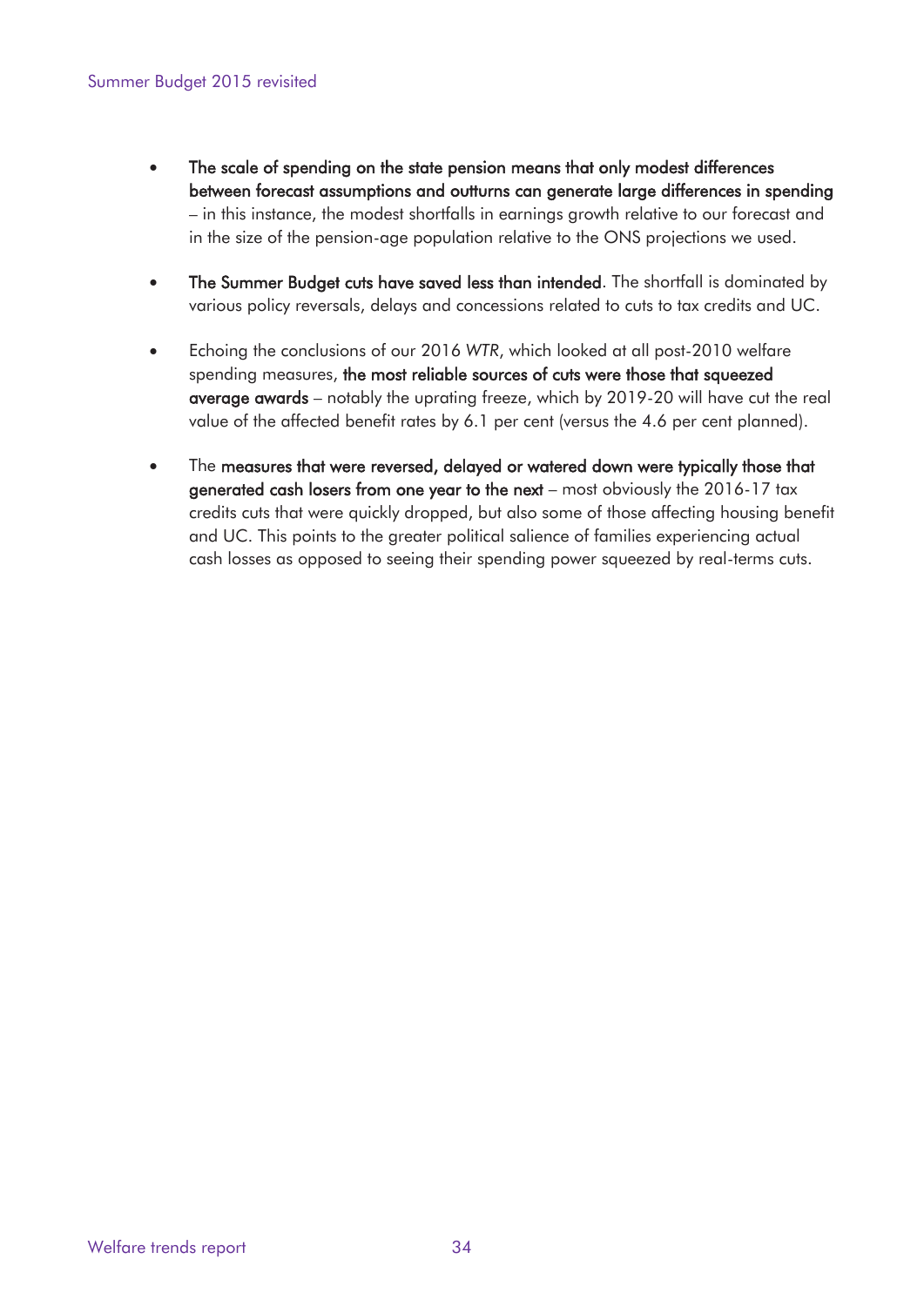- **The scale of spending on the state pension means that only modest differences between forecast assumptions and outturns can generate large differences in spending** – in this instance, the modest shortfalls in earnings growth relative to our forecast and in the size of the pension-age population relative to the ONS projections we used.

- **The Summer Budget cuts have saved less than intended**. The shortfall is dominated by various policy reversals, delays and concessions related to cuts to tax credits and UC.

- Echoing the conclusions of our 2016 *WTR*, which looked at all post-2010 welfare spending measures, **the most reliable sources of cuts were those that squeezed average awards** – notably the uprating freeze, which by 2019-20 will have cut the real value of the affected benefit rates by 6.1 per cent (versus the 4.6 per cent planned).

- The **measures that were reversed, delayed or watered down were typically those that generated cash losers from one year to the next** – most obviously the 2016-17 tax credits cuts that were quickly dropped, but also some of those affecting housing benefit and UC. This points to the greater political salience of families experiencing actual cash losses as opposed to seeing their spending power squeezed by real-terms cuts.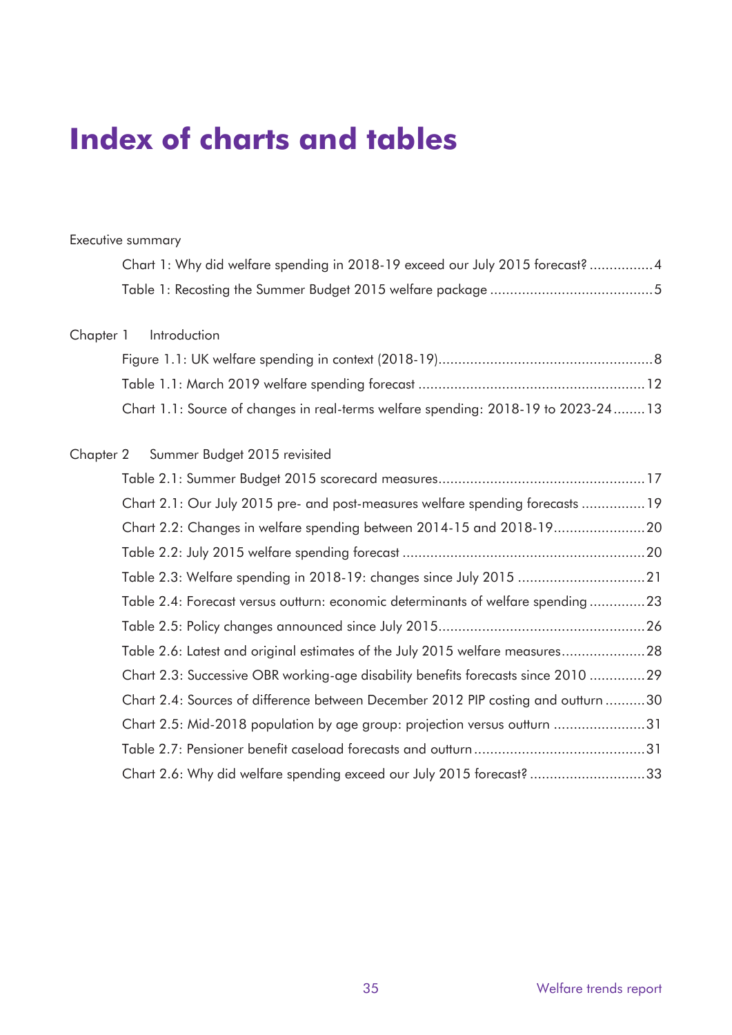# Index of charts and tables

Executive summary

- Chart 1: Why did welfare spending in 2018-19 exceed our July 2015 forecast? ................4
- Table 1: Recosting the Summer Budget 2015 welfare package .........................................5

Chapter 1 Introduction

- Figure 1.1: UK welfare spending in context (2018-19).....................................................8
- Table 1.1: March 2019 welfare spending forecast ........................................................12
- Chart 1.1: Source of changes in real-terms welfare spending: 2018-19 to 2023-24........13

Chapter 2 Summer Budget 2015 revisited

- Table 2.1: Summer Budget 2015 scorecard measures...................................................17
- Chart 2.1: Our July 2015 pre- and post-measures welfare spending forecasts ................19
- Chart 2.2: Changes in welfare spending between 2014-15 and 2018-19.......................20
- Table 2.2: July 2015 welfare spending forecast ............................................................20
- Table 2.3: Welfare spending in 2018-19: changes since July 2015 ................................21
- Table 2.4: Forecast versus outturn: economic determinants of welfare spending ..............23
- Table 2.5: Policy changes announced since July 2015...................................................26
- Table 2.6: Latest and original estimates of the July 2015 welfare measures.....................28
- Chart 2.3: Successive OBR working-age disability benefits forecasts since 2010 ..............29
- Chart 2.4: Sources of difference between December 2012 PIP costing and outturn ..........30
- Chart 2.5: Mid-2018 population by age group: projection versus outturn .......................31
- Table 2.7: Pensioner benefit caseload forecasts and outturn ..........................................31
- Chart 2.6: Why did welfare spending exceed our July 2015 forecast? .............................33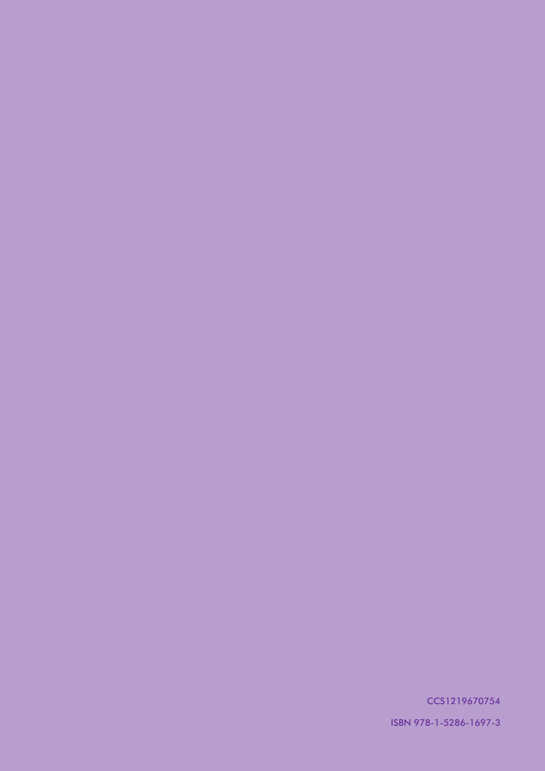CCS1219670754

ISBN 978-1-5286-1697-3